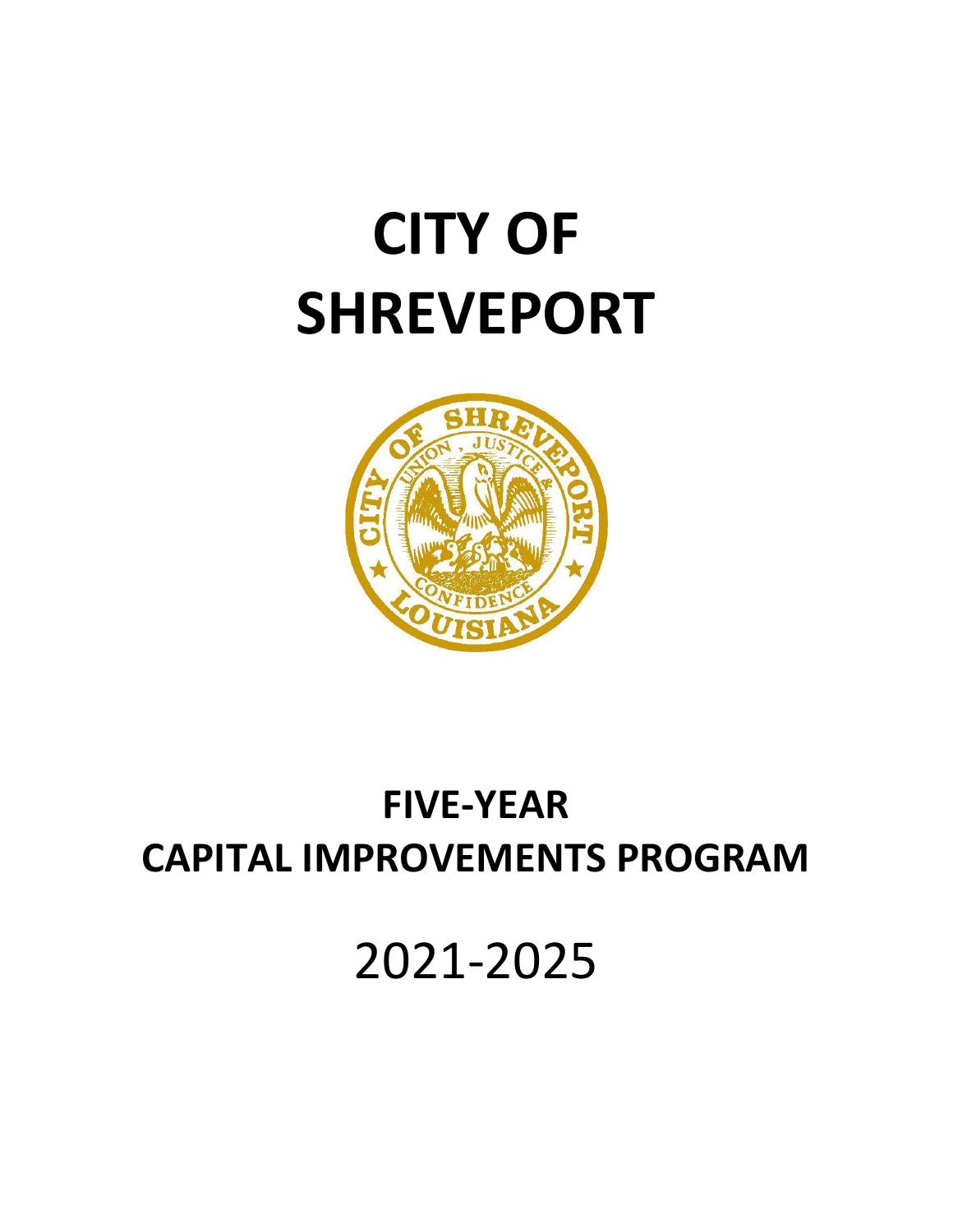# CITY OF SHREVEPORT

## FIVE-YEAR CAPITAL IMPROVEMENTS PROGRAM

2021-2025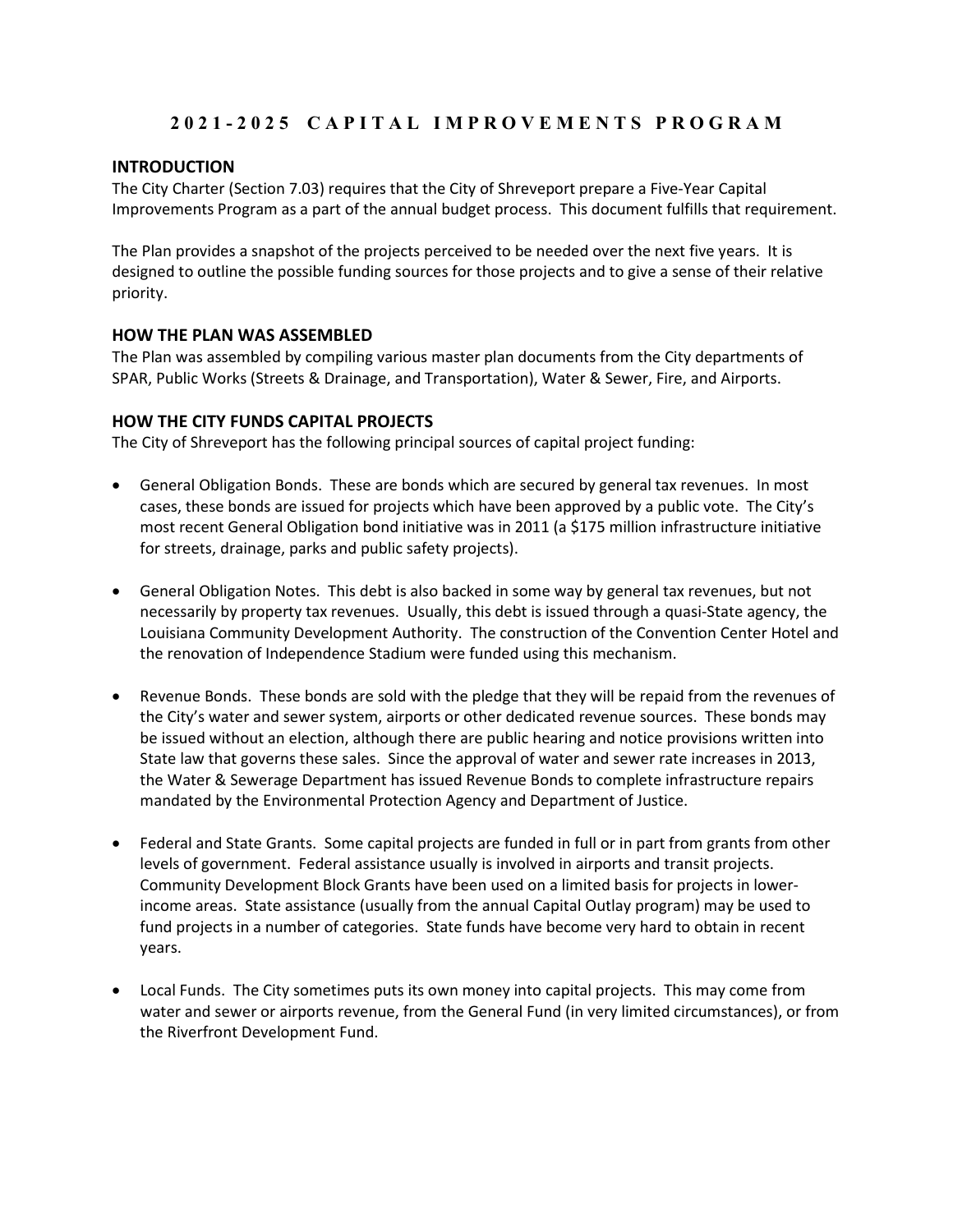# 2021-2025 CAPITAL IMPROVEMENTS PROGRAM

## INTRODUCTION

The City Charter (Section 7.03) requires that the City of Shreveport prepare a Five-Year Capital Improvements Program as a part of the annual budget process. This document fulfills that requirement.

The Plan provides a snapshot of the projects perceived to be needed over the next five years. It is designed to outline the possible funding sources for those projects and to give a sense of their relative priority.

## HOW THE PLAN WAS ASSEMBLED

The Plan was assembled by compiling various master plan documents from the City departments of SPAR, Public Works (Streets & Drainage, and Transportation), Water & Sewer, Fire, and Airports.

## HOW THE CITY FUNDS CAPITAL PROJECTS

The City of Shreveport has the following principal sources of capital project funding:

- General Obligation Bonds. These are bonds which are secured by general tax revenues. In most cases, these bonds are issued for projects which have been approved by a public vote. The City's most recent General Obligation bond initiative was in 2011 (a $175 million infrastructure initiative for streets, drainage, parks and public safety projects).

- General Obligation Notes. This debt is also backed in some way by general tax revenues, but not necessarily by property tax revenues. Usually, this debt is issued through a quasi-State agency, the Louisiana Community Development Authority. The construction of the Convention Center Hotel and the renovation of Independence Stadium were funded using this mechanism.

- Revenue Bonds. These bonds are sold with the pledge that they will be repaid from the revenues of the City's water and sewer system, airports or other dedicated revenue sources. These bonds may be issued without an election, although there are public hearing and notice provisions written into State law that governs these sales. Since the approval of water and sewer rate increases in 2013, the Water & Sewerage Department has issued Revenue Bonds to complete infrastructure repairs mandated by the Environmental Protection Agency and Department of Justice.

- Federal and State Grants. Some capital projects are funded in full or in part from grants from other levels of government. Federal assistance usually is involved in airports and transit projects. Community Development Block Grants have been used on a limited basis for projects in lower-income areas. State assistance (usually from the annual Capital Outlay program) may be used to fund projects in a number of categories. State funds have become very hard to obtain in recent years.

- Local Funds. The City sometimes puts its own money into capital projects. This may come from water and sewer or airports revenue, from the General Fund (in very limited circumstances), or from the Riverfront Development Fund.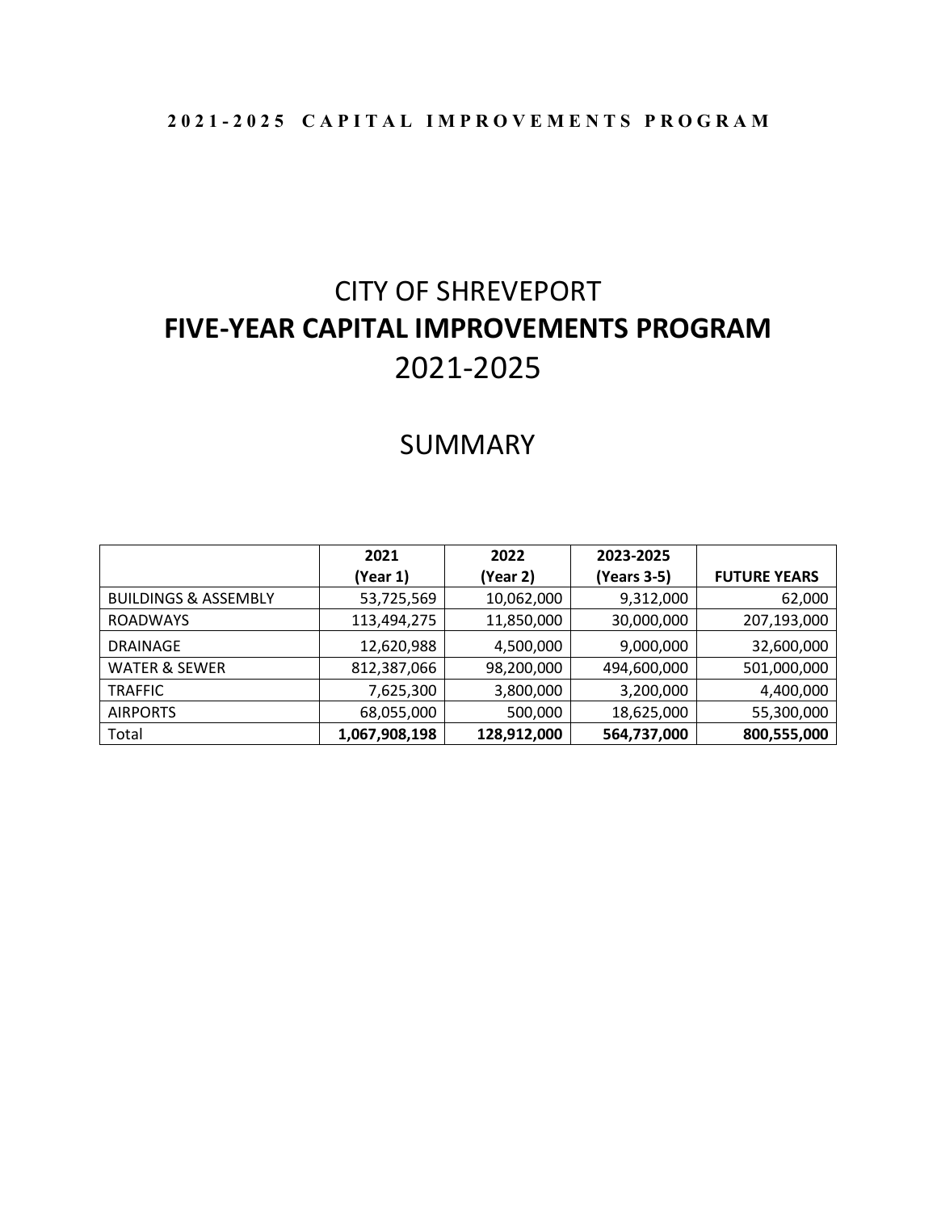# CITY OF SHREVEPORT

# FIVE-YEAR CAPITAL IMPROVEMENTS PROGRAM

# 2021-2025

## SUMMARY

| | 2021 (Year 1) | 2022 (Year 2) | 2023-2025 (Years 3-5) | FUTURE YEARS |
|---|---|---|---|---|
| BUILDINGS & ASSEMBLY | 53,725,569 | 10,062,000 | 9,312,000 | 62,000 |
| ROADWAYS | 113,494,275 | 11,850,000 | 30,000,000 | 207,193,000 |
| DRAINAGE | 12,620,988 | 4,500,000 | 9,000,000 | 32,600,000 |
| WATER & SEWER | 812,387,066 | 98,200,000 | 494,600,000 | 501,000,000 |
| TRAFFIC | 7,625,300 | 3,800,000 | 3,200,000 | 4,400,000 |
| AIRPORTS | 68,055,000 | 500,000 | 18,625,000 | 55,300,000 |
| Total | **1,067,908,198** | **128,912,000** | **564,737,000** | **800,555,000** |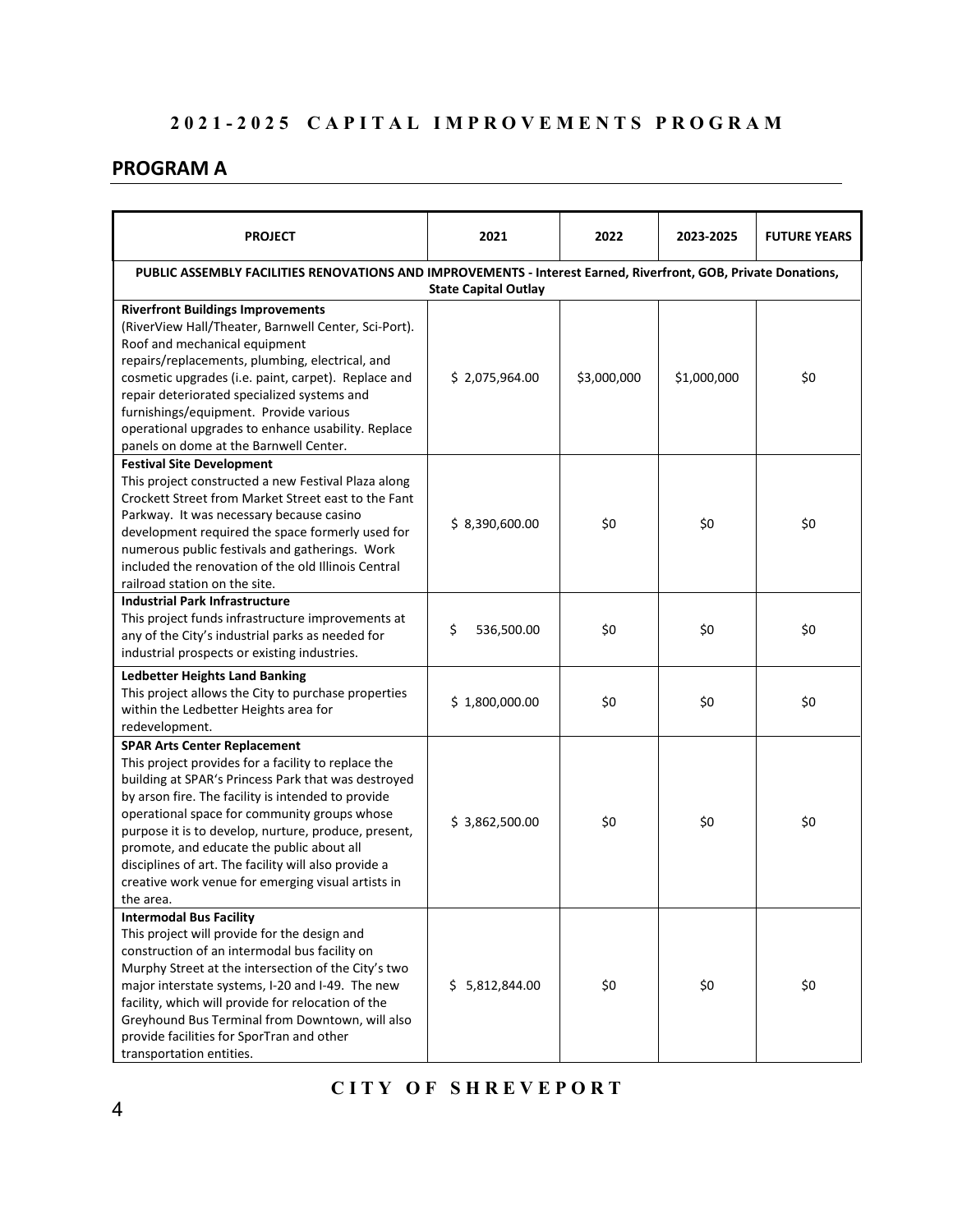## 2021-2025 CAPITAL IMPROVEMENTS PROGRAM

## PROGRAM A

| PROJECT | 2021 | 2022 | 2023-2025 | FUTURE YEARS |
|---|---|---|---|---|
| **PUBLIC ASSEMBLY FACILITIES RENOVATIONS AND IMPROVEMENTS - Interest Earned, Riverfront, GOB, Private Donations, State Capital Outlay** | | | | |
| **Riverfront Buildings Improvements** (RiverView Hall/Theater, Barnwell Center, Sci-Port). Roof and mechanical equipment repairs/replacements, plumbing, electrical, and cosmetic upgrades (i.e. paint, carpet). Replace and repair deteriorated specialized systems and furnishings/equipment. Provide various operational upgrades to enhance usability. Replace panels on dome at the Barnwell Center. | $ 2,075,964.00 | $3,000,000 | $1,000,000 | $0 |
| **Festival Site Development** This project constructed a new Festival Plaza along Crockett Street from Market Street east to the Fant Parkway. It was necessary because casino development required the space formerly used for numerous public festivals and gatherings. Work included the renovation of the old Illinois Central railroad station on the site. | $ 8,390,600.00 | $0 | $0 | $0 |
| **Industrial Park Infrastructure** This project funds infrastructure improvements at any of the City's industrial parks as needed for industrial prospects or existing industries. | $ 536,500.00 | $0 | $0 | $0 |
| **Ledbetter Heights Land Banking** This project allows the City to purchase properties within the Ledbetter Heights area for redevelopment. | $ 1,800,000.00 | $0 | $0 | $0 |
| **SPAR Arts Center Replacement** This project provides for a facility to replace the building at SPAR's Princess Park that was destroyed by arson fire. The facility is intended to provide operational space for community groups whose purpose it is to develop, nurture, produce, present, promote, and educate the public about all disciplines of art. The facility will also provide a creative work venue for emerging visual artists in the area. | $ 3,862,500.00 | $0 | $0 | $0 |
| **Intermodal Bus Facility** This project will provide for the design and construction of an intermodal bus facility on Murphy Street at the intersection of the City's two major interstate systems, I-20 and I-49. The new facility, which will provide for relocation of the Greyhound Bus Terminal from Downtown, will also provide facilities for SporTran and other transportation entities. | $ 5,812,844.00 | $0 | $0 | $0 |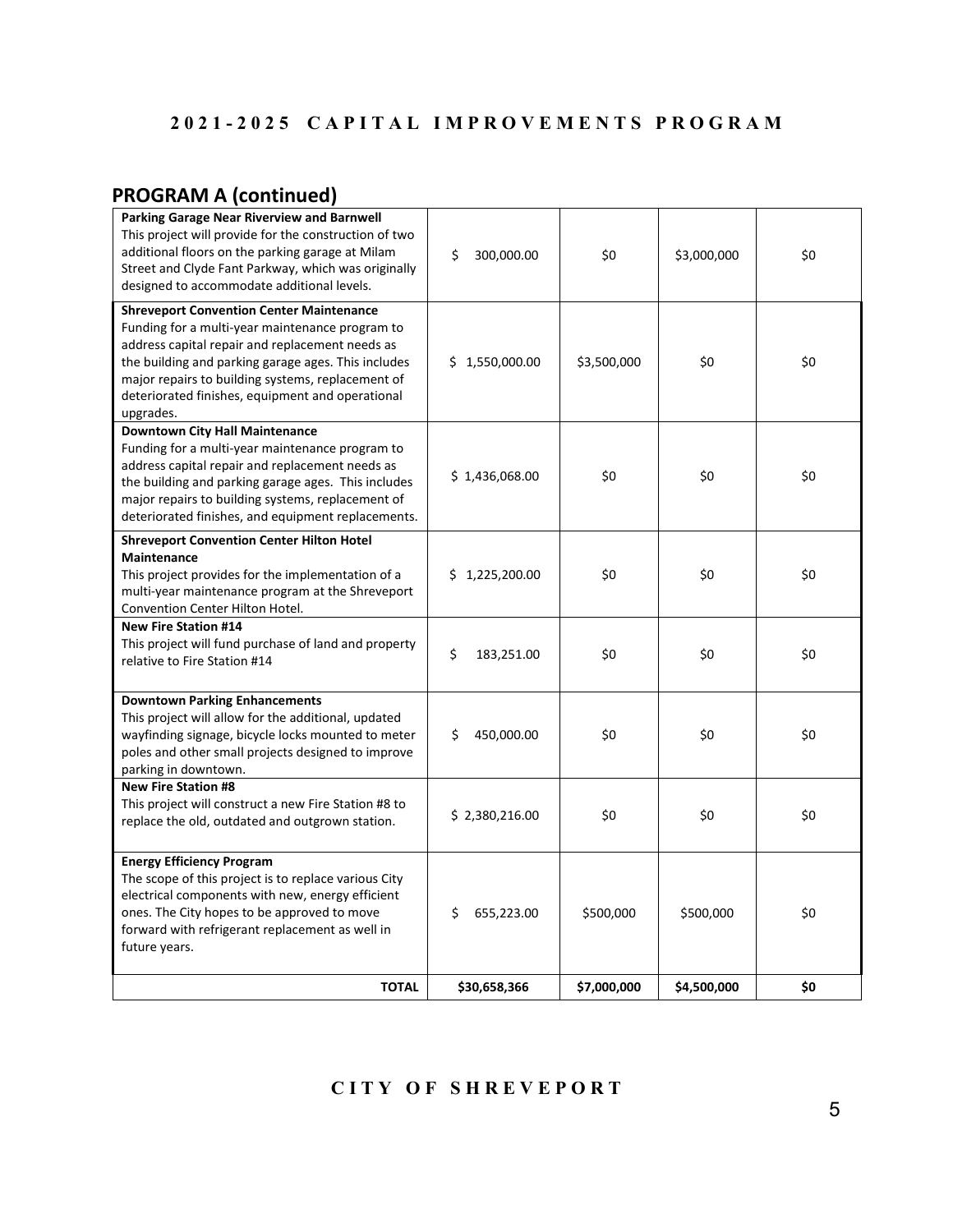## 2021-2025 CAPITAL IMPROVEMENTS PROGRAM

## PROGRAM A (continued)

| | | | | |
|---|---|---|---|---|
| **Parking Garage Near Riverview and Barnwell**<br>This project will provide for the construction of two additional floors on the parking garage at Milam Street and Clyde Fant Parkway, which was originally designed to accommodate additional levels. | $ 300,000.00 | $0 | $3,000,000 | $0 |
| **Shreveport Convention Center Maintenance**<br>Funding for a multi-year maintenance program to address capital repair and replacement needs as the building and parking garage ages. This includes major repairs to building systems, replacement of deteriorated finishes, equipment and operational upgrades. | $ 1,550,000.00 | $3,500,000 | $0 | $0 |
| **Downtown City Hall Maintenance**<br>Funding for a multi-year maintenance program to address capital repair and replacement needs as the building and parking garage ages. This includes major repairs to building systems, replacement of deteriorated finishes, and equipment replacements. | $ 1,436,068.00 | $0 | $0 | $0 |
| **Shreveport Convention Center Hilton Hotel Maintenance**<br>This project provides for the implementation of a multi-year maintenance program at the Shreveport Convention Center Hilton Hotel. | $ 1,225,200.00 | $0 | $0 | $0 |
| **New Fire Station #14**<br>This project will fund purchase of land and property relative to Fire Station #14 | $ 183,251.00 | $0 | $0 | $0 |
| **Downtown Parking Enhancements**<br>This project will allow for the additional, updated wayfinding signage, bicycle locks mounted to meter poles and other small projects designed to improve parking in downtown. | $ 450,000.00 | $0 | $0 | $0 |
| **New Fire Station #8**<br>This project will construct a new Fire Station #8 to replace the old, outdated and outgrown station. | $ 2,380,216.00 | $0 | $0 | $0 |
| **Energy Efficiency Program**<br>The scope of this project is to replace various City electrical components with new, energy efficient ones. The City hopes to be approved to move forward with refrigerant replacement as well in future years. | $ 655,223.00 | $500,000 | $500,000 | $0 |
| **TOTAL** | **$30,658,366** | **$7,000,000** | **$4,500,000** | **$0** |

**CITY OF SHREVEPORT**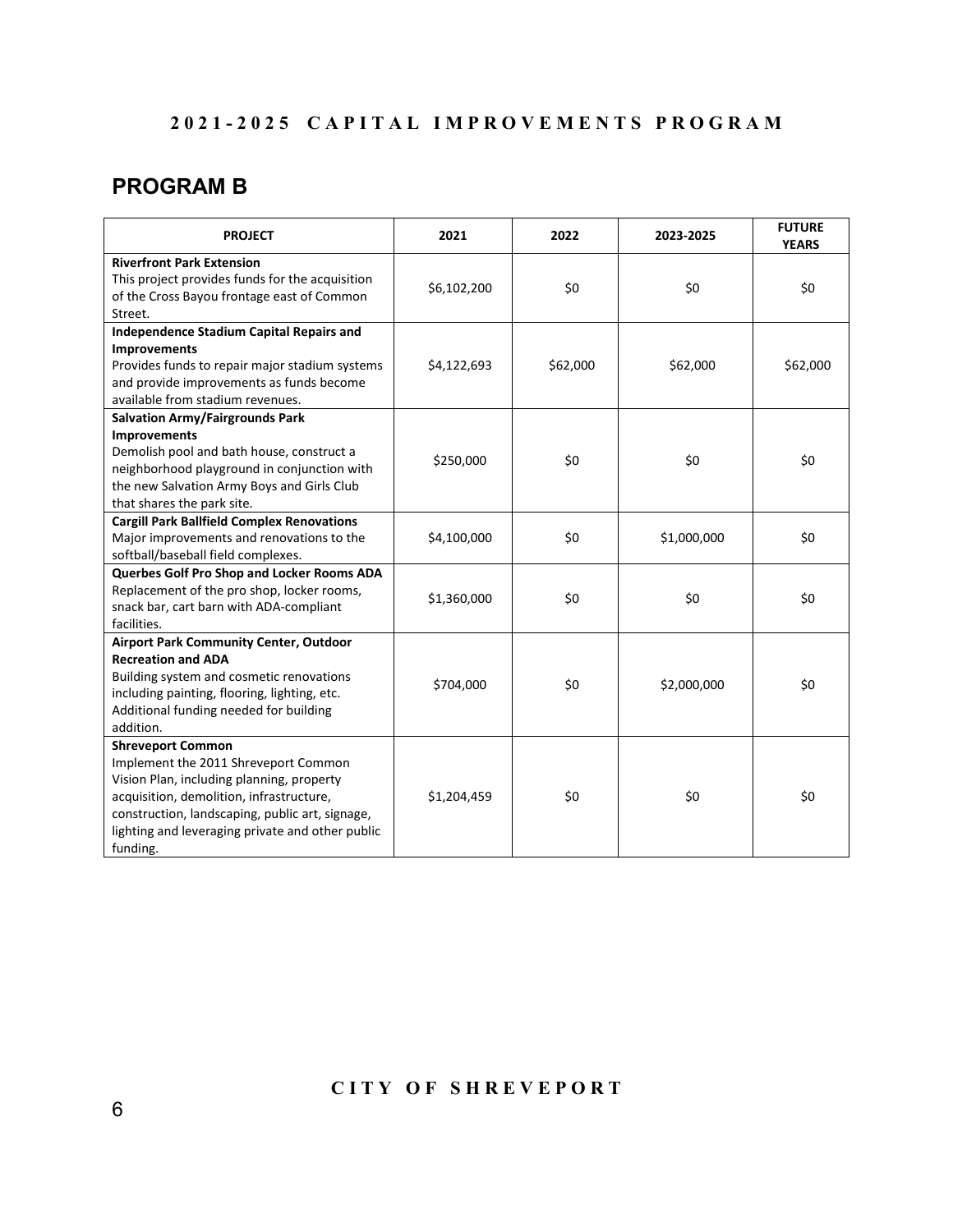## PROGRAM B

| PROJECT | 2021 | 2022 | 2023-2025 | FUTURE YEARS |
|---|---|---|---|---|
| **Riverfront Park Extension** This project provides funds for the acquisition of the Cross Bayou frontage east of Common Street. | $6,102,200 | $0 | $0 | $0 |
| **Independence Stadium Capital Repairs and Improvements** Provides funds to repair major stadium systems and provide improvements as funds become available from stadium revenues. | $4,122,693 | $62,000 | $62,000 | $62,000 |
| **Salvation Army/Fairgrounds Park Improvements** Demolish pool and bath house, construct a neighborhood playground in conjunction with the new Salvation Army Boys and Girls Club that shares the park site. | $250,000 | $0 | $0 | $0 |
| **Cargill Park Ballfield Complex Renovations** Major improvements and renovations to the softball/baseball field complexes. | $4,100,000 | $0 | $1,000,000 | $0 |
| **Querbes Golf Pro Shop and Locker Rooms ADA** Replacement of the pro shop, locker rooms, snack bar, cart barn with ADA-compliant facilities. | $1,360,000 | $0 | $0 | $0 |
| **Airport Park Community Center, Outdoor Recreation and ADA** Building system and cosmetic renovations including painting, flooring, lighting, etc. Additional funding needed for building addition. | $704,000 | $0 | $2,000,000 | $0 |
| **Shreveport Common** Implement the 2011 Shreveport Common Vision Plan, including planning, property acquisition, demolition, infrastructure, construction, landscaping, public art, signage, lighting and leveraging private and other public funding. | $1,204,459 | $0 | $0 | $0 |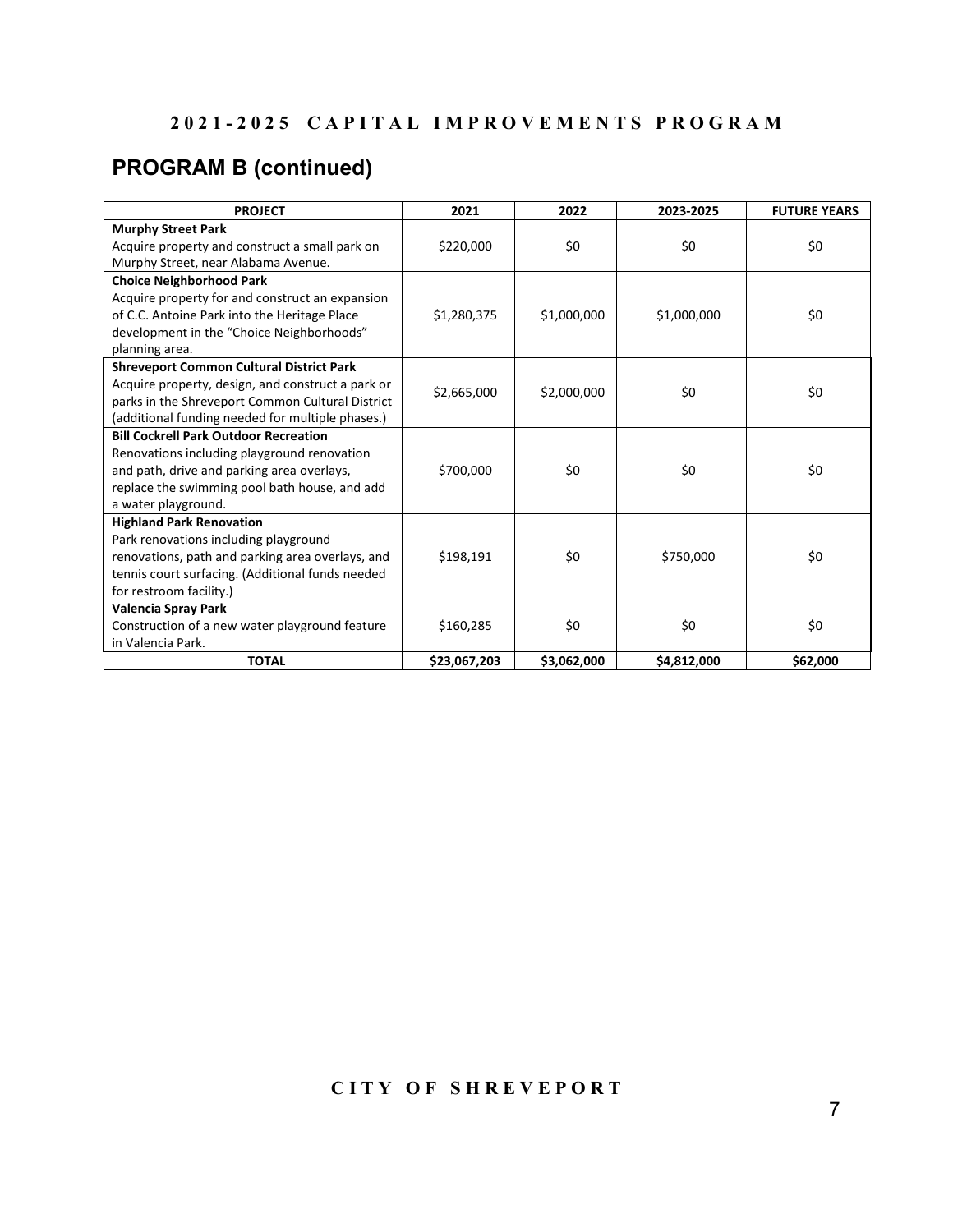# 2021-2025 CAPITAL IMPROVEMENTS PROGRAM

## PROGRAM B (continued)

| PROJECT | 2021 | 2022 | 2023-2025 | FUTURE YEARS |
|---|---|---|---|---|
| **Murphy Street Park**<br>Acquire property and construct a small park on Murphy Street, near Alabama Avenue. | $220,000 | $0 | $0 | $0 |
| **Choice Neighborhood Park**<br>Acquire property for and construct an expansion of C.C. Antoine Park into the Heritage Place development in the "Choice Neighborhoods" planning area. | $1,280,375 | $1,000,000 | $1,000,000 | $0 |
| **Shreveport Common Cultural District Park**<br>Acquire property, design, and construct a park or parks in the Shreveport Common Cultural District (additional funding needed for multiple phases.) | $2,665,000 | $2,000,000 | $0 | $0 |
| **Bill Cockrell Park Outdoor Recreation**<br>Renovations including playground renovation and path, drive and parking area overlays, replace the swimming pool bath house, and add a water playground. | $700,000 | $0 | $0 | $0 |
| **Highland Park Renovation**<br>Park renovations including playground renovations, path and parking area overlays, and tennis court surfacing. (Additional funds needed for restroom facility.) | $198,191 | $0 | $750,000 | $0 |
| **Valencia Spray Park**<br>Construction of a new water playground feature in Valencia Park. | $160,285 | $0 | $0 | $0 |
| **TOTAL** | **$23,067,203** | **$3,062,000** | **$4,812,000** | **$62,000** |

CITY OF SHREVEPORT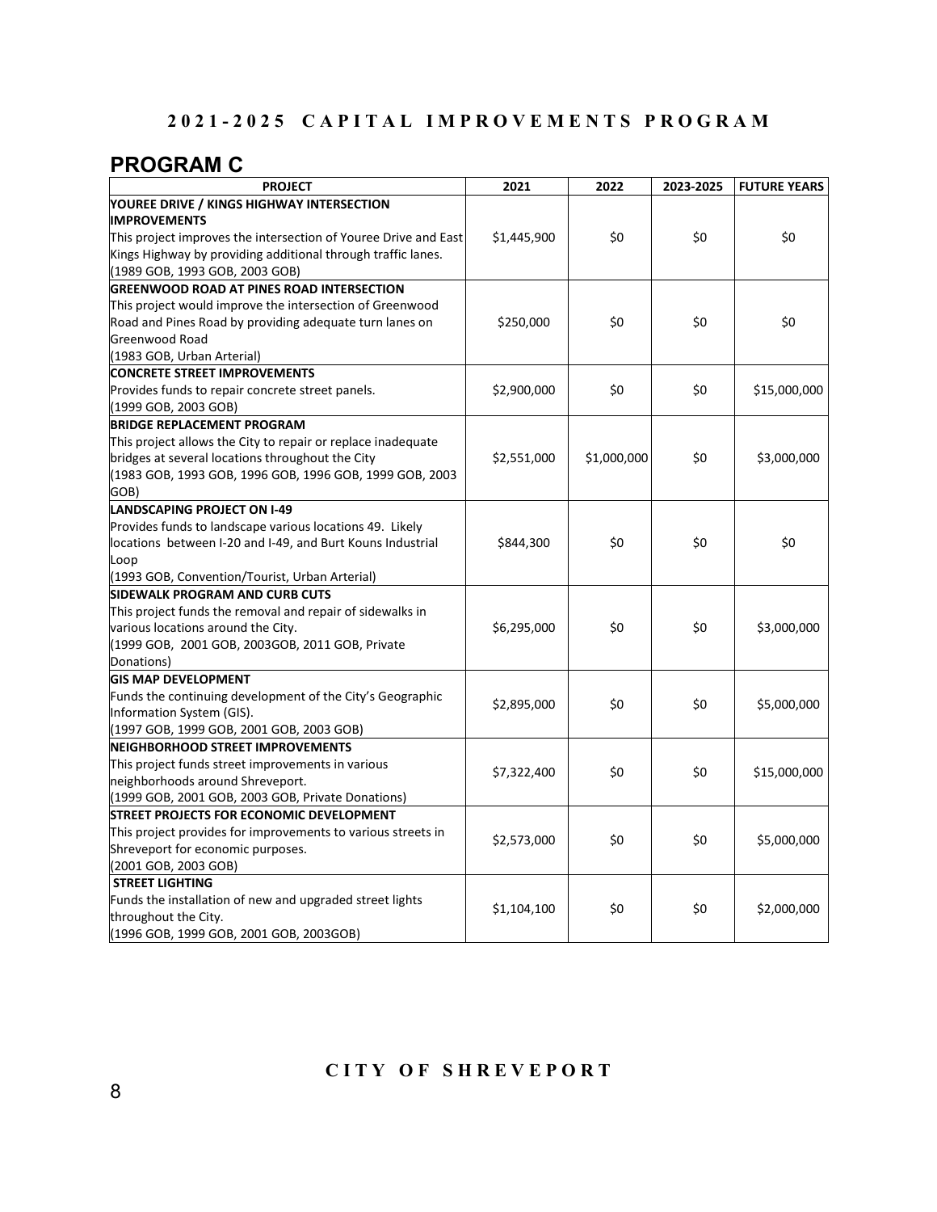# 2021-2025 CAPITAL IMPROVEMENTS PROGRAM

## PROGRAM C

| PROJECT | 2021 | 2022 | 2023-2025 | FUTURE YEARS |
|---|---|---|---|---|
| **YOUREE DRIVE / KINGS HIGHWAY INTERSECTION IMPROVEMENTS** This project improves the intersection of Youree Drive and East Kings Highway by providing additional through traffic lanes. (1989 GOB, 1993 GOB, 2003 GOB) | $1,445,900 | $0 | $0 | $0 |
| **GREENWOOD ROAD AT PINES ROAD INTERSECTION** This project would improve the intersection of Greenwood Road and Pines Road by providing adequate turn lanes on Greenwood Road (1983 GOB, Urban Arterial) | $250,000 | $0 | $0 | $0 |
| **CONCRETE STREET IMPROVEMENTS** Provides funds to repair concrete street panels. (1999 GOB, 2003 GOB) | $2,900,000 | $0 | $0 | $15,000,000 |
| **BRIDGE REPLACEMENT PROGRAM** This project allows the City to repair or replace inadequate bridges at several locations throughout the City (1983 GOB, 1993 GOB, 1996 GOB, 1996 GOB, 1999 GOB, 2003 GOB) | $2,551,000 | $1,000,000 | $0 | $3,000,000 |
| **LANDSCAPING PROJECT ON I-49** Provides funds to landscape various locations 49. Likely locations between I-20 and I-49, and Burt Kouns Industrial Loop (1993 GOB, Convention/Tourist, Urban Arterial) | $844,300 | $0 | $0 | $0 |
| **SIDEWALK PROGRAM AND CURB CUTS** This project funds the removal and repair of sidewalks in various locations around the City. (1999 GOB, 2001 GOB, 2003GOB, 2011 GOB, Private Donations) | $6,295,000 | $0 | $0 | $3,000,000 |
| **GIS MAP DEVELOPMENT** Funds the continuing development of the City's Geographic Information System (GIS). (1997 GOB, 1999 GOB, 2001 GOB, 2003 GOB) | $2,895,000 | $0 | $0 | $5,000,000 |
| **NEIGHBORHOOD STREET IMPROVEMENTS** This project funds street improvements in various neighborhoods around Shreveport. (1999 GOB, 2001 GOB, 2003 GOB, Private Donations) | $7,322,400 | $0 | $0 | $15,000,000 |
| **STREET PROJECTS FOR ECONOMIC DEVELOPMENT** This project provides for improvements to various streets in Shreveport for economic purposes. (2001 GOB, 2003 GOB) | $2,573,000 | $0 | $0 | $5,000,000 |
| **STREET LIGHTING** Funds the installation of new and upgraded street lights throughout the City. (1996 GOB, 1999 GOB, 2001 GOB, 2003GOB) | $1,104,100 | $0 | $0 | $2,000,000 |

CITY OF SHREVEPORT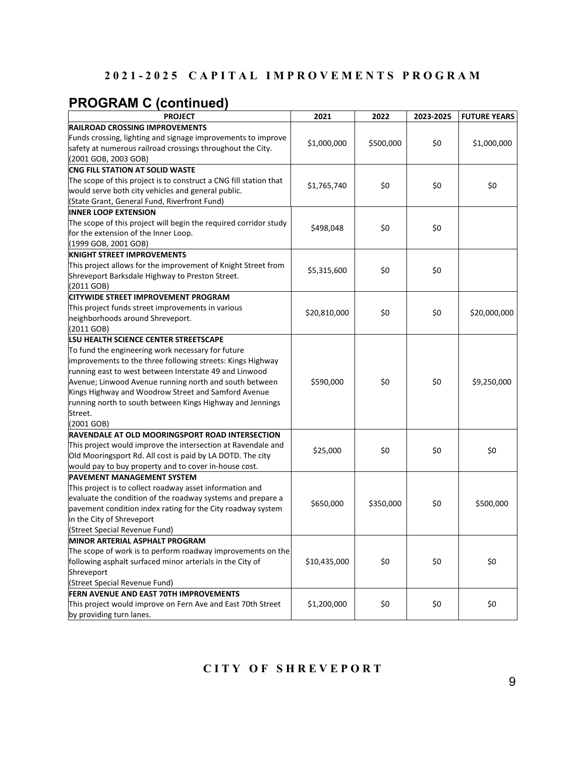## 2021-2025 CAPITAL IMPROVEMENTS PROGRAM

## PROGRAM C (continued)

| PROJECT | 2021 | 2022 | 2023-2025 | FUTURE YEARS |
|---|---|---|---|---|
| **RAILROAD CROSSING IMPROVEMENTS**<br>Funds crossing, lighting and signage improvements to improve safety at numerous railroad crossings throughout the City.<br>(2001 GOB, 2003 GOB) | $1,000,000 | $500,000 | $0 | $1,000,000 |
| **CNG FILL STATION AT SOLID WASTE**<br>The scope of this project is to construct a CNG fill station that would serve both city vehicles and general public.<br>(State Grant, General Fund, Riverfront Fund) | $1,765,740 | $0 | $0 | $0 |
| **INNER LOOP EXTENSION**<br>The scope of this project will begin the required corridor study for the extension of the Inner Loop.<br>(1999 GOB, 2001 GOB) | $498,048 | $0 | $0 | |
| **KNIGHT STREET IMPROVEMENTS**<br>This project allows for the improvement of Knight Street from Shreveport Barksdale Highway to Preston Street.<br>(2011 GOB) | $5,315,600 | $0 | $0 | |
| **CITYWIDE STREET IMPROVEMENT PROGRAM**<br>This project funds street improvements in various neighborhoods around Shreveport.<br>(2011 GOB) | $20,810,000 | $0 | $0 | $20,000,000 |
| **LSU HEALTH SCIENCE CENTER STREETSCAPE**<br>To fund the engineering work necessary for future improvements to the three following streets: Kings Highway running east to west between Interstate 49 and Linwood Avenue; Linwood Avenue running north and south between Kings Highway and Woodrow Street and Samford Avenue running north to south between Kings Highway and Jennings Street.<br>(2001 GOB) | $590,000 | $0 | $0 | $9,250,000 |
| **RAVENDALE AT OLD MOORINGSPORT ROAD INTERSECTION**<br>This project would improve the intersection at Ravendale and Old Mooringsport Rd. All cost is paid by LA DOTD. The city would pay to buy property and to cover in-house cost. | $25,000 | $0 | $0 | $0 |
| **PAVEMENT MANAGEMENT SYSTEM**<br>This project is to collect roadway asset information and evaluate the condition of the roadway systems and prepare a pavement condition index rating for the City roadway system in the City of Shreveport<br>(Street Special Revenue Fund) | $650,000 | $350,000 | $0 | $500,000 |
| **MINOR ARTERIAL ASPHALT PROGRAM**<br>The scope of work is to perform roadway improvements on the following asphalt surfaced minor arterials in the City of Shreveport<br>(Street Special Revenue Fund) | $10,435,000 | $0 | $0 | $0 |
| **FERN AVENUE AND EAST 70TH IMPROVEMENTS**<br>This project would improve on Fern Ave and East 70th Street by providing turn lanes. | $1,200,000 | $0 | $0 | $0 |

CITY OF SHREVEPORT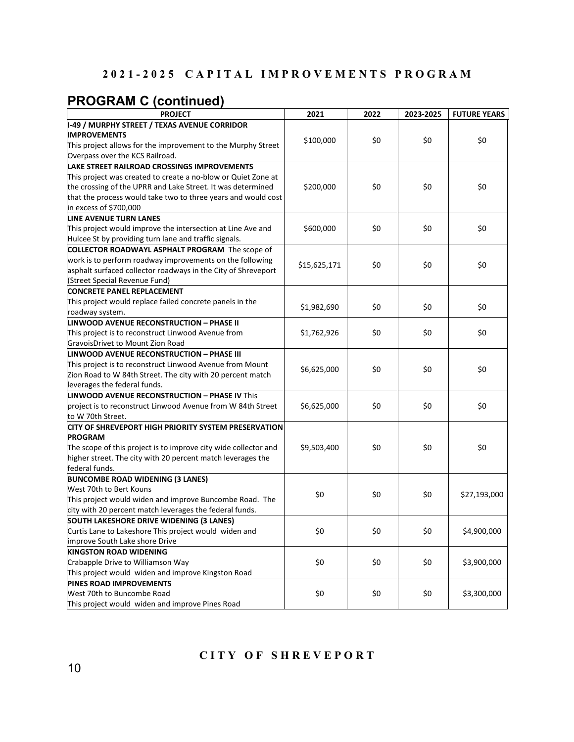## 2021-2025 CAPITAL IMPROVEMENTS PROGRAM

# PROGRAM C (continued)

| PROJECT | 2021 | 2022 | 2023-2025 | FUTURE YEARS |
|---|---|---|---|---|
| **I-49 / MURPHY STREET / TEXAS AVENUE CORRIDOR IMPROVEMENTS** This project allows for the improvement to the Murphy Street Overpass over the KCS Railroad. | $100,000 | $0 | $0 | $0 |
| **LAKE STREET RAILROAD CROSSINGS IMPROVEMENTS** This project was created to create a no-blow or Quiet Zone at the crossing of the UPRR and Lake Street. It was determined that the process would take two to three years and would cost in excess of $700,000 | $200,000 | $0 | $0 | $0 |
| **LINE AVENUE TURN LANES** This project would improve the intersection at Line Ave and Hulcee St by providing turn lane and traffic signals. | $600,000 | $0 | $0 | $0 |
| **COLLECTOR ROADWAYL ASPHALT PROGRAM** The scope of work is to perform roadway improvements on the following asphalt surfaced collector roadways in the City of Shreveport (Street Special Revenue Fund) | $15,625,171 | $0 | $0 | $0 |
| **CONCRETE PANEL REPLACEMENT** This project would replace failed concrete panels in the roadway system. | $1,982,690 | $0 | $0 | $0 |
| **LINWOOD AVENUE RECONSTRUCTION – PHASE II** This project is to reconstruct Linwood Avenue from GravoisDrivet to Mount Zion Road | $1,762,926 | $0 | $0 | $0 |
| **LINWOOD AVENUE RECONSTRUCTION – PHASE III** This project is to reconstruct Linwood Avenue from Mount Zion Road to W 84th Street. The city with 20 percent match leverages the federal funds. | $6,625,000 | $0 | $0 | $0 |
| **LINWOOD AVENUE RECONSTRUCTION – PHASE IV** This project is to reconstruct Linwood Avenue from W 84th Street to W 70th Street. | $6,625,000 | $0 | $0 | $0 |
| **CITY OF SHREVEPORT HIGH PRIORITY SYSTEM PRESERVATION PROGRAM** The scope of this project is to improve city wide collector and higher street. The city with 20 percent match leverages the federal funds. | $9,503,400 | $0 | $0 | $0 |
| **BUNCOMBE ROAD WIDENING (3 LANES)** West 70th to Bert Kouns This project would widen and improve Buncombe Road. The city with 20 percent match leverages the federal funds. | $0 | $0 | $0 | $27,193,000 |
| **SOUTH LAKESHORE DRIVE WIDENING (3 LANES)** Curtis Lane to Lakeshore This project would widen and improve South Lake shore Drive | $0 | $0 | $0 | $4,900,000 |
| **KINGSTON ROAD WIDENING** Crabapple Drive to Williamson Way This project would widen and improve Kingston Road | $0 | $0 | $0 | $3,900,000 |
| **PINES ROAD IMPROVEMENTS** West 70th to Buncombe Road This project would widen and improve Pines Road | $0 | $0 | $0 | $3,300,000 |

**CITY OF SHREVEPORT**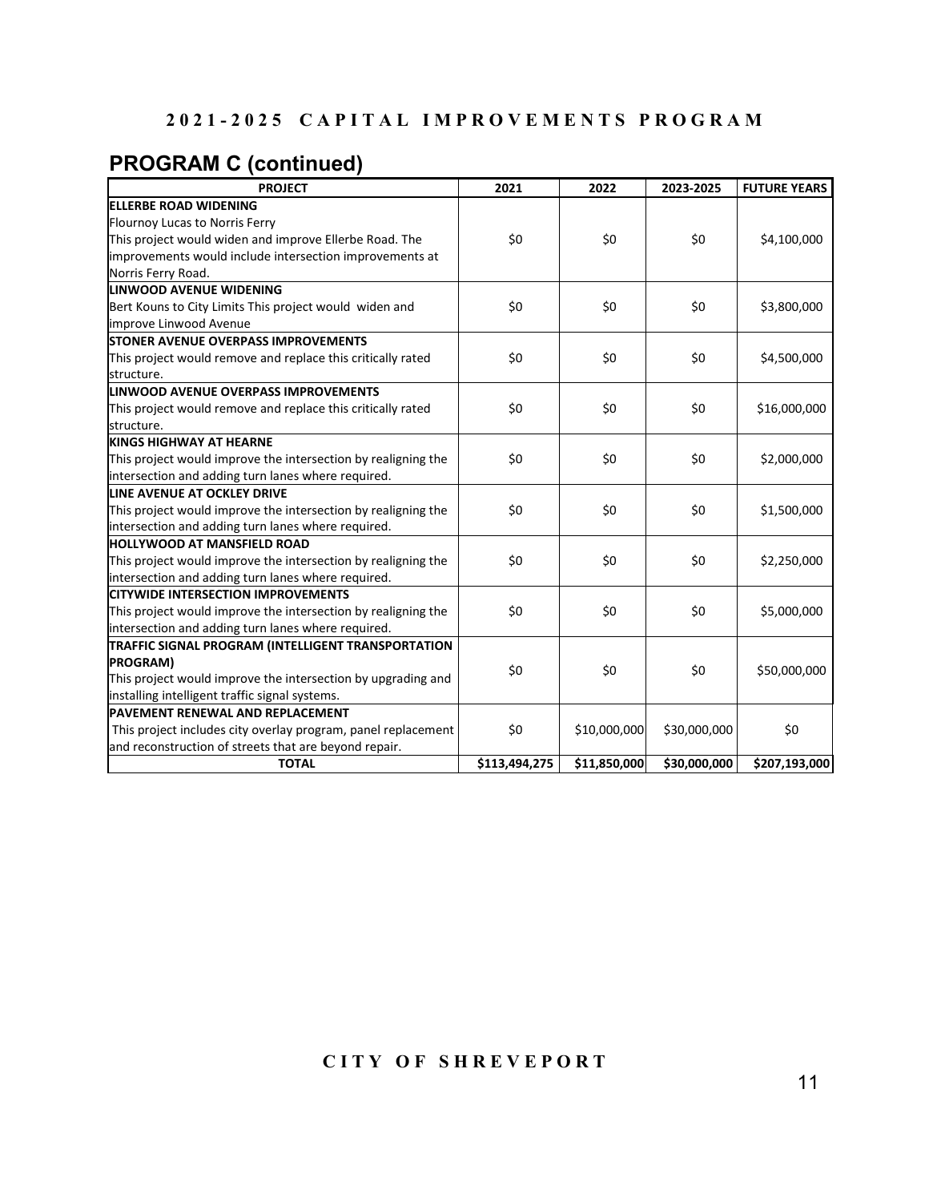## PROGRAM C (continued)

| PROJECT | 2021 | 2022 | 2023-2025 | FUTURE YEARS |
|---|---|---|---|---|
| **ELLERBE ROAD WIDENING**<br>Flournoy Lucas to Norris Ferry<br>This project would widen and improve Ellerbe Road. The improvements would include intersection improvements at Norris Ferry Road. | $0 | $0 | $0 | $4,100,000 |
| **LINWOOD AVENUE WIDENING**<br>Bert Kouns to City Limits This project would widen and improve Linwood Avenue | $0 | $0 | $0 | $3,800,000 |
| **STONER AVENUE OVERPASS IMPROVEMENTS**<br>This project would remove and replace this critically rated structure. | $0 | $0 | $0 | $4,500,000 |
| **LINWOOD AVENUE OVERPASS IMPROVEMENTS**<br>This project would remove and replace this critically rated structure. | $0 | $0 | $0 | $16,000,000 |
| **KINGS HIGHWAY AT HEARNE**<br>This project would improve the intersection by realigning the intersection and adding turn lanes where required. | $0 | $0 | $0 | $2,000,000 |
| **LINE AVENUE AT OCKLEY DRIVE**<br>This project would improve the intersection by realigning the intersection and adding turn lanes where required. | $0 | $0 | $0 | $1,500,000 |
| **HOLLYWOOD AT MANSFIELD ROAD**<br>This project would improve the intersection by realigning the intersection and adding turn lanes where required. | $0 | $0 | $0 | $2,250,000 |
| **CITYWIDE INTERSECTION IMPROVEMENTS**<br>This project would improve the intersection by realigning the intersection and adding turn lanes where required. | $0 | $0 | $0 | $5,000,000 |
| **TRAFFIC SIGNAL PROGRAM (INTELLIGENT TRANSPORTATION PROGRAM)**<br>This project would improve the intersection by upgrading and installing intelligent traffic signal systems. | $0 | $0 | $0 | $50,000,000 |
| **PAVEMENT RENEWAL AND REPLACEMENT**<br>This project includes city overlay program, panel replacement and reconstruction of streets that are beyond repair. | $0 | $10,000,000 | $30,000,000 | $0 |
| **TOTAL** | **$113,494,275** | **$11,850,000** | **$30,000,000** | **$207,193,000** |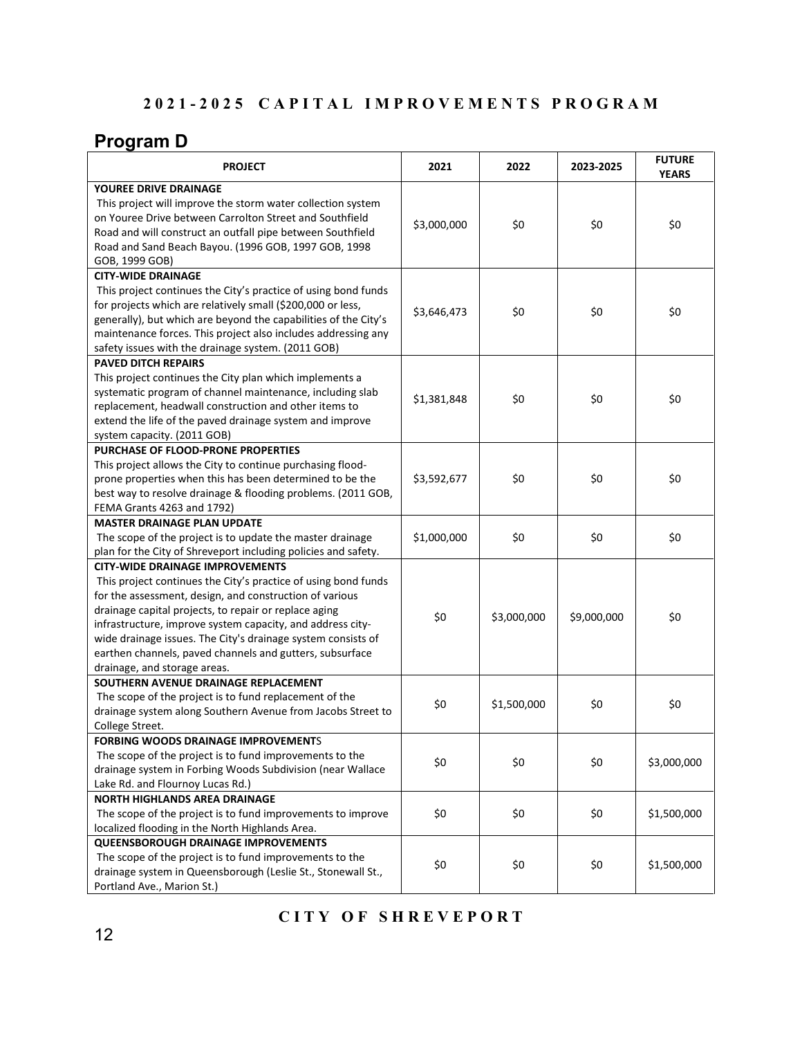## 2021-2025 CAPITAL IMPROVEMENTS PROGRAM

## Program D

| PROJECT | 2021 | 2022 | 2023-2025 | FUTURE YEARS |
|---|---|---|---|---|
| **YOUREE DRIVE DRAINAGE**<br>This project will improve the storm water collection system on Youree Drive between Carrolton Street and Southfield Road and will construct an outfall pipe between Southfield Road and Sand Beach Bayou. (1996 GOB, 1997 GOB, 1998 GOB, 1999 GOB) | $3,000,000 | $0 | $0 | $0 |
| **CITY-WIDE DRAINAGE**<br>This project continues the City's practice of using bond funds for projects which are relatively small ($200,000 or less, generally), but which are beyond the capabilities of the City's maintenance forces. This project also includes addressing any safety issues with the drainage system. (2011 GOB) | $3,646,473 | $0 | $0 | $0 |
| **PAVED DITCH REPAIRS**<br>This project continues the City plan which implements a systematic program of channel maintenance, including slab replacement, headwall construction and other items to extend the life of the paved drainage system and improve system capacity. (2011 GOB) | $1,381,848 | $0 | $0 | $0 |
| **PURCHASE OF FLOOD-PRONE PROPERTIES**<br>This project allows the City to continue purchasing flood-prone properties when this has been determined to be the best way to resolve drainage & flooding problems. (2011 GOB, FEMA Grants 4263 and 1792) | $3,592,677 | $0 | $0 | $0 |
| **MASTER DRAINAGE PLAN UPDATE**<br>The scope of the project is to update the master drainage plan for the City of Shreveport including policies and safety. | $1,000,000 | $0 | $0 | $0 |
| **CITY-WIDE DRAINAGE IMPROVEMENTS**<br>This project continues the City's practice of using bond funds for the assessment, design, and construction of various drainage capital projects, to repair or replace aging infrastructure, improve system capacity, and address city-wide drainage issues. The City's drainage system consists of earthen channels, paved channels and gutters, subsurface drainage, and storage areas. | $0 | $3,000,000 | $9,000,000 | $0 |
| **SOUTHERN AVENUE DRAINAGE REPLACEMENT**<br>The scope of the project is to fund replacement of the drainage system along Southern Avenue from Jacobs Street to College Street. | $0 | $1,500,000 | $0 | $0 |
| **FORBING WOODS DRAINAGE IMPROVEMENTS**<br>The scope of the project is to fund improvements to the drainage system in Forbing Woods Subdivision (near Wallace Lake Rd. and Flournoy Lucas Rd.) | $0 | $0 | $0 | $3,000,000 |
| **NORTH HIGHLANDS AREA DRAINAGE**<br>The scope of the project is to fund improvements to improve localized flooding in the North Highlands Area. | $0 | $0 | $0 | $1,500,000 |
| **QUEENSBOROUGH DRAINAGE IMPROVEMENTS**<br>The scope of the project is to fund improvements to the drainage system in Queensborough (Leslie St., Stonewall St., Portland Ave., Marion St.) | $0 | $0 | $0 | $1,500,000 |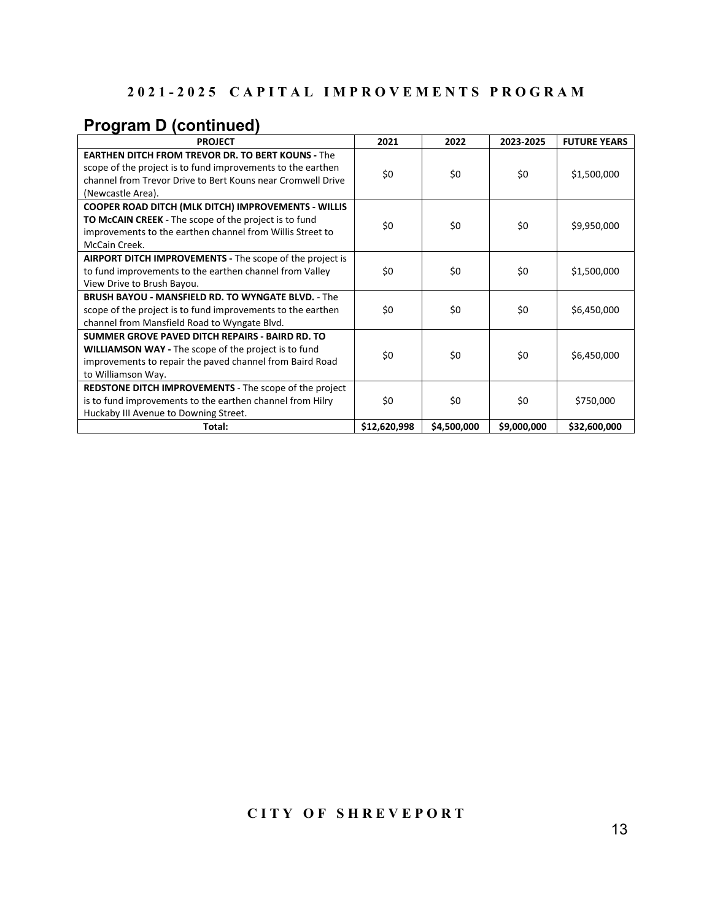## 2021-2025 CAPITAL IMPROVEMENTS PROGRAM

### Program D (continued)

| PROJECT | 2021 | 2022 | 2023-2025 | FUTURE YEARS |
|---|---|---|---|---|
| **EARTHEN DITCH FROM TREVOR DR. TO BERT KOUNS -** The scope of the project is to fund improvements to the earthen channel from Trevor Drive to Bert Kouns near Cromwell Drive (Newcastle Area). | $0 | $0 | $0 | $1,500,000 |
| **COOPER ROAD DITCH (MLK DITCH) IMPROVEMENTS - WILLIS TO McCAIN CREEK -** The scope of the project is to fund improvements to the earthen channel from Willis Street to McCain Creek. | $0 | $0 | $0 | $9,950,000 |
| **AIRPORT DITCH IMPROVEMENTS -** The scope of the project is to fund improvements to the earthen channel from Valley View Drive to Brush Bayou. | $0 | $0 | $0 | $1,500,000 |
| **BRUSH BAYOU - MANSFIELD RD. TO WYNGATE BLVD.** - The scope of the project is to fund improvements to the earthen channel from Mansfield Road to Wyngate Blvd. | $0 | $0 | $0 | $6,450,000 |
| **SUMMER GROVE PAVED DITCH REPAIRS - BAIRD RD. TO WILLIAMSON WAY -** The scope of the project is to fund improvements to repair the paved channel from Baird Road to Williamson Way. | $0 | $0 | $0 | $6,450,000 |
| **REDSTONE DITCH IMPROVEMENTS** - The scope of the project is to fund improvements to the earthen channel from Hilry Huckaby III Avenue to Downing Street. | $0 | $0 | $0 | $750,000 |
| **Total:** | **$12,620,998** | **$4,500,000** | **$9,000,000** | **$32,600,000** |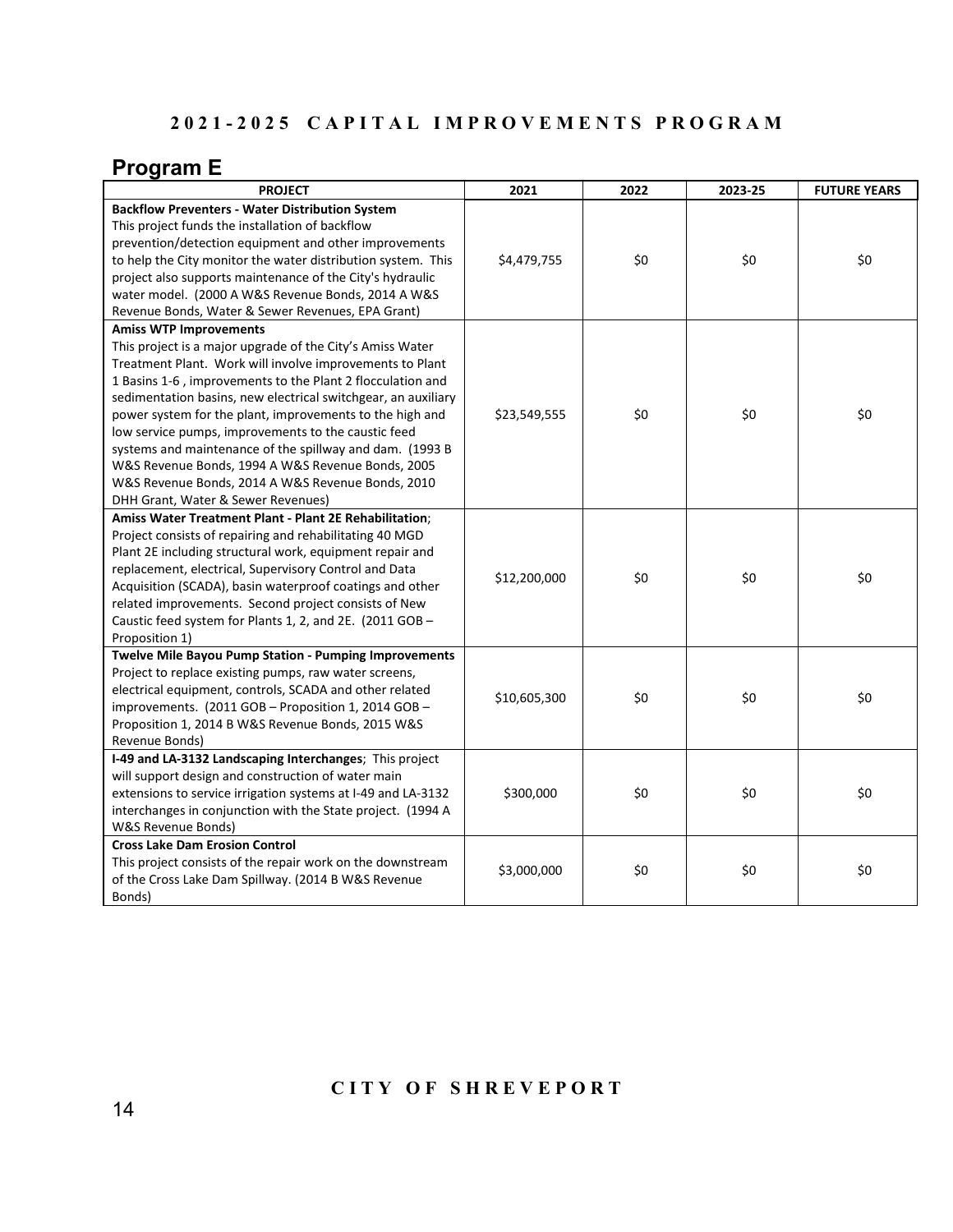## 2021-2025 CAPITAL IMPROVEMENTS PROGRAM

## Program E

| PROJECT | 2021 | 2022 | 2023-25 | FUTURE YEARS |
|---|---|---|---|---|
| **Backflow Preventers - Water Distribution System** This project funds the installation of backflow prevention/detection equipment and other improvements to help the City monitor the water distribution system. This project also supports maintenance of the City's hydraulic water model. (2000 A W&S Revenue Bonds, 2014 A W&S Revenue Bonds, Water & Sewer Revenues, EPA Grant) | $4,479,755 | $0 | $0 | $0 |
| **Amiss WTP Improvements** This project is a major upgrade of the City's Amiss Water Treatment Plant. Work will involve improvements to Plant 1 Basins 1-6 , improvements to the Plant 2 flocculation and sedimentation basins, new electrical switchgear, an auxiliary power system for the plant, improvements to the high and low service pumps, improvements to the caustic feed systems and maintenance of the spillway and dam. (1993 B W&S Revenue Bonds, 1994 A W&S Revenue Bonds, 2005 W&S Revenue Bonds, 2014 A W&S Revenue Bonds, 2010 DHH Grant, Water & Sewer Revenues) | $23,549,555 | $0 | $0 | $0 |
| **Amiss Water Treatment Plant - Plant 2E Rehabilitation**; Project consists of repairing and rehabilitating 40 MGD Plant 2E including structural work, equipment repair and replacement, electrical, Supervisory Control and Data Acquisition (SCADA), basin waterproof coatings and other related improvements. Second project consists of New Caustic feed system for Plants 1, 2, and 2E. (2011 GOB – Proposition 1) | $12,200,000 | $0 | $0 | $0 |
| **Twelve Mile Bayou Pump Station - Pumping Improvements** Project to replace existing pumps, raw water screens, electrical equipment, controls, SCADA and other related improvements. (2011 GOB – Proposition 1, 2014 GOB – Proposition 1, 2014 B W&S Revenue Bonds, 2015 W&S Revenue Bonds) | $10,605,300 | $0 | $0 | $0 |
| **I-49 and LA-3132 Landscaping Interchanges**; This project will support design and construction of water main extensions to service irrigation systems at I-49 and LA-3132 interchanges in conjunction with the State project. (1994 A W&S Revenue Bonds) | $300,000 | $0 | $0 | $0 |
| **Cross Lake Dam Erosion Control** This project consists of the repair work on the downstream of the Cross Lake Dam Spillway. (2014 B W&S Revenue Bonds) | $3,000,000 | $0 | $0 | $0 |

CITY OF SHREVEPORT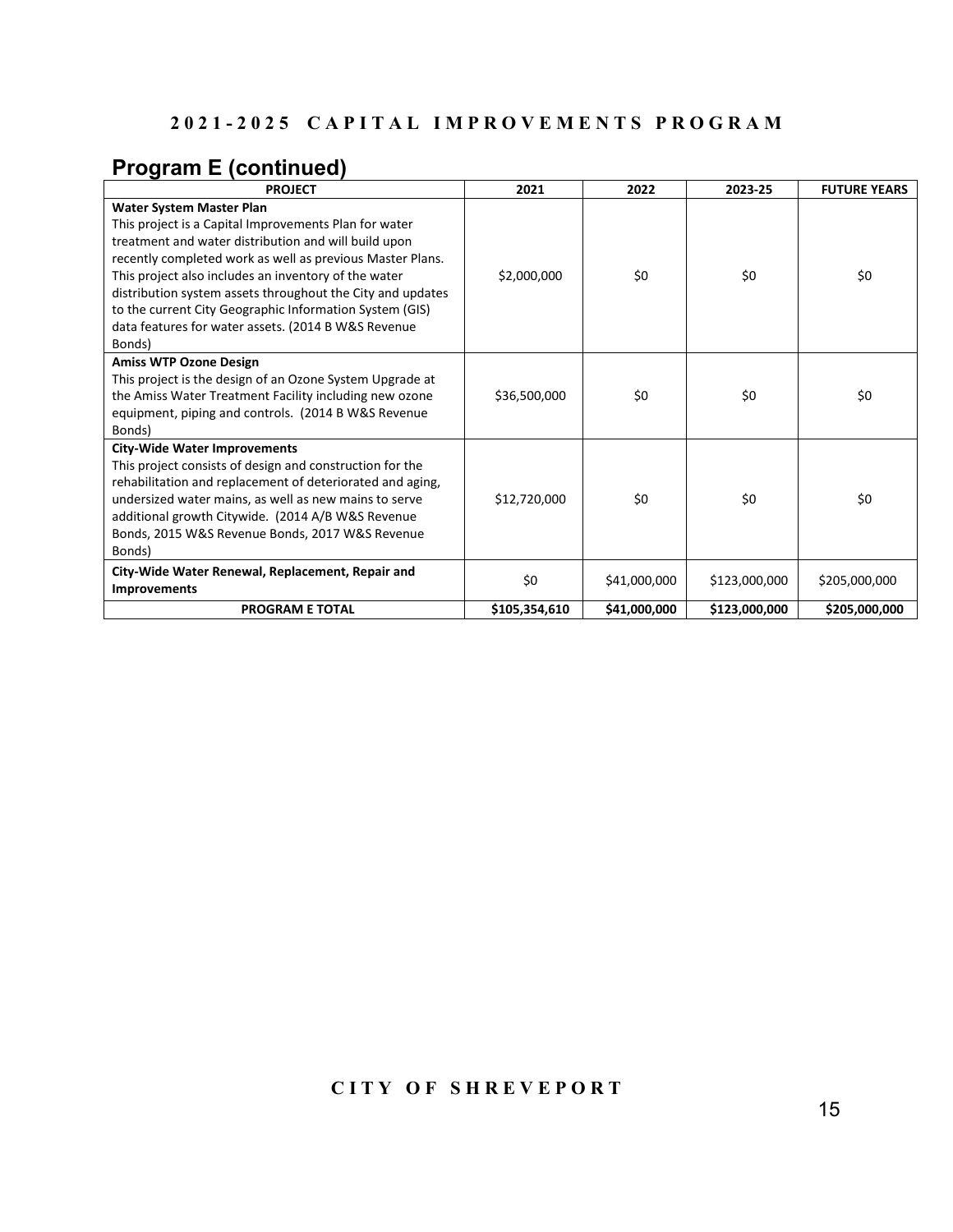## 2021-2025 CAPITAL IMPROVEMENTS PROGRAM

## Program E (continued)

| PROJECT | 2021 | 2022 | 2023-25 | FUTURE YEARS |
|---|---|---|---|---|
| **Water System Master Plan** This project is a Capital Improvements Plan for water treatment and water distribution and will build upon recently completed work as well as previous Master Plans. This project also includes an inventory of the water distribution system assets throughout the City and updates to the current City Geographic Information System (GIS) data features for water assets. (2014 B W&S Revenue Bonds) | $2,000,000 | $0 | $0 | $0 |
| **Amiss WTP Ozone Design** This project is the design of an Ozone System Upgrade at the Amiss Water Treatment Facility including new ozone equipment, piping and controls. (2014 B W&S Revenue Bonds) | $36,500,000 | $0 | $0 | $0 |
| **City-Wide Water Improvements** This project consists of design and construction for the rehabilitation and replacement of deteriorated and aging, undersized water mains, as well as new mains to serve additional growth Citywide. (2014 A/B W&S Revenue Bonds, 2015 W&S Revenue Bonds, 2017 W&S Revenue Bonds) | $12,720,000 | $0 | $0 | $0 |
| **City-Wide Water Renewal, Replacement, Repair and Improvements** | $0 | $41,000,000 | $123,000,000 | $205,000,000 |
| **PROGRAM E TOTAL** | **$105,354,610** | **$41,000,000** | **$123,000,000** | **$205,000,000** |

CITY OF SHREVEPORT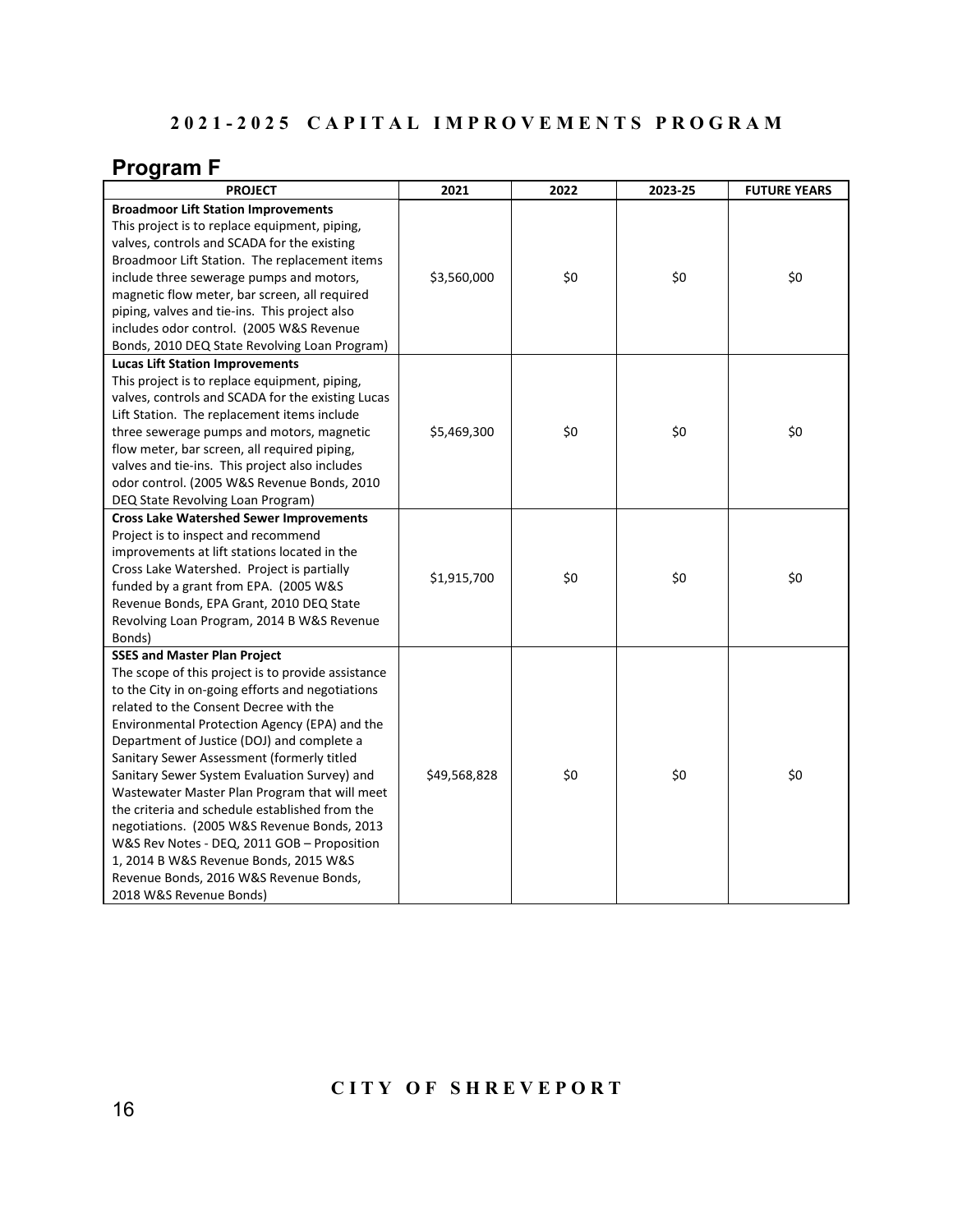## 2021-2025 CAPITAL IMPROVEMENTS PROGRAM

# Program F

| PROJECT | 2021 | 2022 | 2023-25 | FUTURE YEARS |
|---|---|---|---|---|
| **Broadmoor Lift Station Improvements**<br>This project is to replace equipment, piping, valves, controls and SCADA for the existing Broadmoor Lift Station. The replacement items include three sewerage pumps and motors, magnetic flow meter, bar screen, all required piping, valves and tie-ins. This project also includes odor control. (2005 W&S Revenue Bonds, 2010 DEQ State Revolving Loan Program) | $3,560,000 | $0 | $0 | $0 |
| **Lucas Lift Station Improvements**<br>This project is to replace equipment, piping, valves, controls and SCADA for the existing Lucas Lift Station. The replacement items include three sewerage pumps and motors, magnetic flow meter, bar screen, all required piping, valves and tie-ins. This project also includes odor control. (2005 W&S Revenue Bonds, 2010 DEQ State Revolving Loan Program) | $5,469,300 | $0 | $0 | $0 |
| **Cross Lake Watershed Sewer Improvements**<br>Project is to inspect and recommend improvements at lift stations located in the Cross Lake Watershed. Project is partially funded by a grant from EPA. (2005 W&S Revenue Bonds, EPA Grant, 2010 DEQ State Revolving Loan Program, 2014 B W&S Revenue Bonds) | $1,915,700 | $0 | $0 | $0 |
| **SSES and Master Plan Project**<br>The scope of this project is to provide assistance to the City in on-going efforts and negotiations related to the Consent Decree with the Environmental Protection Agency (EPA) and the Department of Justice (DOJ) and complete a Sanitary Sewer Assessment (formerly titled Sanitary Sewer System Evaluation Survey) and Wastewater Master Plan Program that will meet the criteria and schedule established from the negotiations. (2005 W&S Revenue Bonds, 2013 W&S Rev Notes - DEQ, 2011 GOB – Proposition 1, 2014 B W&S Revenue Bonds, 2015 W&S Revenue Bonds, 2016 W&S Revenue Bonds, 2018 W&S Revenue Bonds) | $49,568,828 | $0 | $0 | $0 |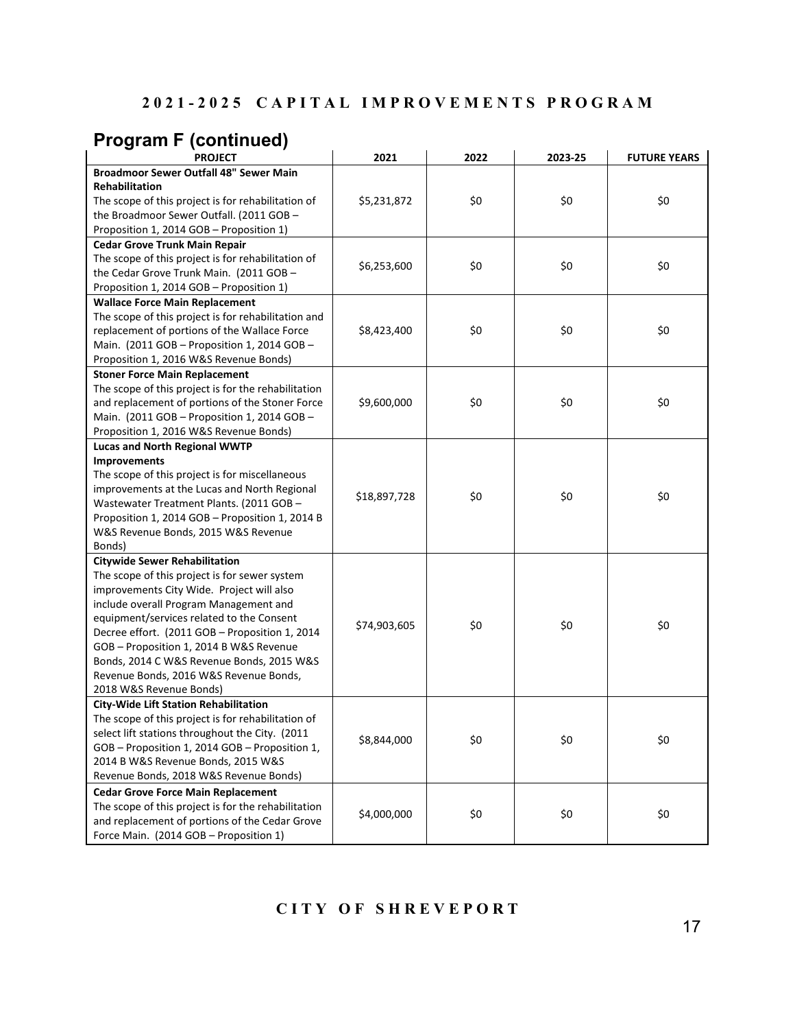## 2021-2025 CAPITAL IMPROVEMENTS PROGRAM

## Program F (continued)

| PROJECT | 2021 | 2022 | 2023-25 | FUTURE YEARS |
|---|---|---|---|---|
| **Broadmoor Sewer Outfall 48" Sewer Main Rehabilitation** The scope of this project is for rehabilitation of the Broadmoor Sewer Outfall. (2011 GOB – Proposition 1, 2014 GOB – Proposition 1) | $5,231,872 | $0 | $0 | $0 |
| **Cedar Grove Trunk Main Repair** The scope of this project is for rehabilitation of the Cedar Grove Trunk Main. (2011 GOB – Proposition 1, 2014 GOB – Proposition 1) | $6,253,600 | $0 | $0 | $0 |
| **Wallace Force Main Replacement** The scope of this project is for rehabilitation and replacement of portions of the Wallace Force Main. (2011 GOB – Proposition 1, 2014 GOB – Proposition 1, 2016 W&S Revenue Bonds) | $8,423,400 | $0 | $0 | $0 |
| **Stoner Force Main Replacement** The scope of this project is for the rehabilitation and replacement of portions of the Stoner Force Main. (2011 GOB – Proposition 1, 2014 GOB – Proposition 1, 2016 W&S Revenue Bonds) | $9,600,000 | $0 | $0 | $0 |
| **Lucas and North Regional WWTP Improvements** The scope of this project is for miscellaneous improvements at the Lucas and North Regional Wastewater Treatment Plants. (2011 GOB – Proposition 1, 2014 GOB – Proposition 1, 2014 B W&S Revenue Bonds, 2015 W&S Revenue Bonds) | $18,897,728 | $0 | $0 | $0 |
| **Citywide Sewer Rehabilitation** The scope of this project is for sewer system improvements City Wide. Project will also include overall Program Management and equipment/services related to the Consent Decree effort. (2011 GOB – Proposition 1, 2014 GOB – Proposition 1, 2014 B W&S Revenue Bonds, 2014 C W&S Revenue Bonds, 2015 W&S Revenue Bonds, 2016 W&S Revenue Bonds, 2018 W&S Revenue Bonds) | $74,903,605 | $0 | $0 | $0 |
| **City-Wide Lift Station Rehabilitation** The scope of this project is for rehabilitation of select lift stations throughout the City. (2011 GOB – Proposition 1, 2014 GOB – Proposition 1, 2014 B W&S Revenue Bonds, 2015 W&S Revenue Bonds, 2018 W&S Revenue Bonds) | $8,844,000 | $0 | $0 | $0 |
| **Cedar Grove Force Main Replacement** The scope of this project is for the rehabilitation and replacement of portions of the Cedar Grove Force Main. (2014 GOB – Proposition 1) | $4,000,000 | $0 | $0 | $0 |

CITY OF SHREVEPORT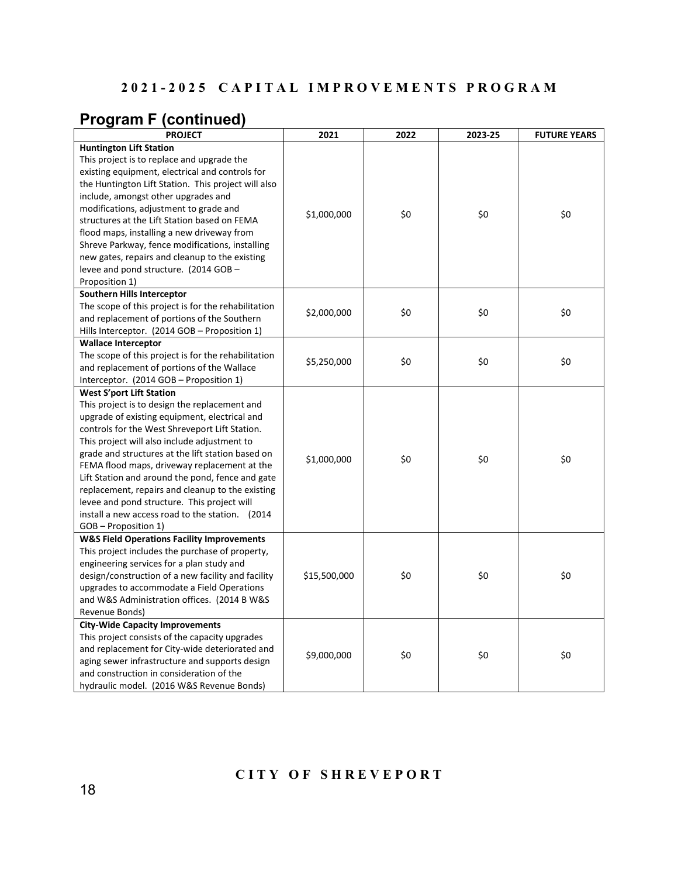## Program F (continued)

| PROJECT | 2021 | 2022 | 2023-25 | FUTURE YEARS |
|---|---|---|---|---|
| **Huntington Lift Station** This project is to replace and upgrade the existing equipment, electrical and controls for the Huntington Lift Station. This project will also include, amongst other upgrades and modifications, adjustment to grade and structures at the Lift Station based on FEMA flood maps, installing a new driveway from Shreve Parkway, fence modifications, installing new gates, repairs and cleanup to the existing levee and pond structure. (2014 GOB – Proposition 1) | $1,000,000 | $0 | $0 | $0 |
| **Southern Hills Interceptor** The scope of this project is for the rehabilitation and replacement of portions of the Southern Hills Interceptor. (2014 GOB – Proposition 1) | $2,000,000 | $0 | $0 | $0 |
| **Wallace Interceptor** The scope of this project is for the rehabilitation and replacement of portions of the Wallace Interceptor. (2014 GOB – Proposition 1) | $5,250,000 | $0 | $0 | $0 |
| **West S'port Lift Station** This project is to design the replacement and upgrade of existing equipment, electrical and controls for the West Shreveport Lift Station. This project will also include adjustment to grade and structures at the lift station based on FEMA flood maps, driveway replacement at the Lift Station and around the pond, fence and gate replacement, repairs and cleanup to the existing levee and pond structure. This project will install a new access road to the station. (2014 GOB – Proposition 1) | $1,000,000 | $0 | $0 | $0 |
| **W&S Field Operations Facility Improvements** This project includes the purchase of property, engineering services for a plan study and design/construction of a new facility and facility upgrades to accommodate a Field Operations and W&S Administration offices. (2014 B W&S Revenue Bonds) | $15,500,000 | $0 | $0 | $0 |
| **City-Wide Capacity Improvements** This project consists of the capacity upgrades and replacement for City-wide deteriorated and aging sewer infrastructure and supports design and construction in consideration of the hydraulic model. (2016 W&S Revenue Bonds) | $9,000,000 | $0 | $0 | $0 |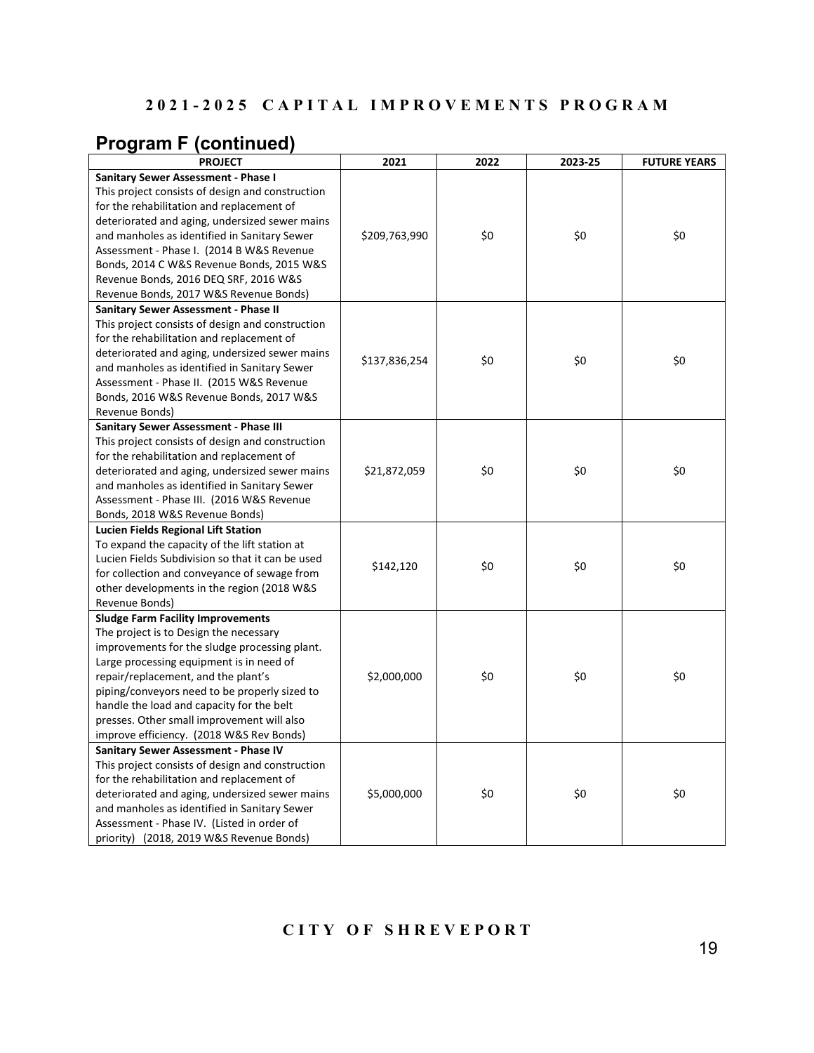## 2021-2025 CAPITAL IMPROVEMENTS PROGRAM

## Program F (continued)

| PROJECT | 2021 | 2022 | 2023-25 | FUTURE YEARS |
|---|---|---|---|---|
| **Sanitary Sewer Assessment - Phase I** This project consists of design and construction for the rehabilitation and replacement of deteriorated and aging, undersized sewer mains and manholes as identified in Sanitary Sewer Assessment - Phase I. (2014 B W&S Revenue Bonds, 2014 C W&S Revenue Bonds, 2015 W&S Revenue Bonds, 2016 DEQ SRF, 2016 W&S Revenue Bonds, 2017 W&S Revenue Bonds) | $209,763,990 | $0 | $0 | $0 |
| **Sanitary Sewer Assessment - Phase II** This project consists of design and construction for the rehabilitation and replacement of deteriorated and aging, undersized sewer mains and manholes as identified in Sanitary Sewer Assessment - Phase II. (2015 W&S Revenue Bonds, 2016 W&S Revenue Bonds, 2017 W&S Revenue Bonds) | $137,836,254 | $0 | $0 | $0 |
| **Sanitary Sewer Assessment - Phase III** This project consists of design and construction for the rehabilitation and replacement of deteriorated and aging, undersized sewer mains and manholes as identified in Sanitary Sewer Assessment - Phase III. (2016 W&S Revenue Bonds, 2018 W&S Revenue Bonds) | $21,872,059 | $0 | $0 | $0 |
| **Lucien Fields Regional Lift Station** To expand the capacity of the lift station at Lucien Fields Subdivision so that it can be used for collection and conveyance of sewage from other developments in the region (2018 W&S Revenue Bonds) | $142,120 | $0 | $0 | $0 |
| **Sludge Farm Facility Improvements** The project is to Design the necessary improvements for the sludge processing plant. Large processing equipment is in need of repair/replacement, and the plant's piping/conveyors need to be properly sized to handle the load and capacity for the belt presses. Other small improvement will also improve efficiency. (2018 W&S Rev Bonds) | $2,000,000 | $0 | $0 | $0 |
| **Sanitary Sewer Assessment - Phase IV** This project consists of design and construction for the rehabilitation and replacement of deteriorated and aging, undersized sewer mains and manholes as identified in Sanitary Sewer Assessment - Phase IV. (Listed in order of priority) (2018, 2019 W&S Revenue Bonds) | $5,000,000 | $0 | $0 | $0 |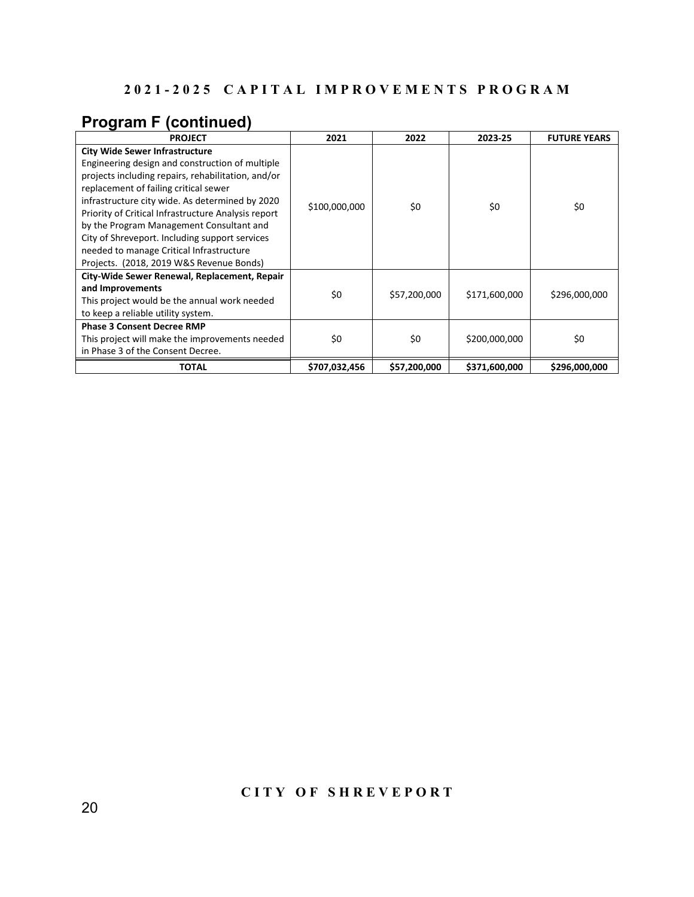## Program F (continued)

| PROJECT | 2021 | 2022 | 2023-25 | FUTURE YEARS |
|---|---|---|---|---|
| **City Wide Sewer Infrastructure** Engineering design and construction of multiple projects including repairs, rehabilitation, and/or replacement of failing critical sewer infrastructure city wide. As determined by 2020 Priority of Critical Infrastructure Analysis report by the Program Management Consultant and City of Shreveport. Including support services needed to manage Critical Infrastructure Projects. (2018, 2019 W&S Revenue Bonds) | $100,000,000 | $0 | $0 | $0 |
| **City-Wide Sewer Renewal, Replacement, Repair and Improvements** This project would be the annual work needed to keep a reliable utility system. | $0 | $57,200,000 | $171,600,000 | $296,000,000 |
| **Phase 3 Consent Decree RMP** This project will make the improvements needed in Phase 3 of the Consent Decree. | $0 | $0 | $200,000,000 | $0 |
| **TOTAL** | **$707,032,456** | **$57,200,000** | **$371,600,000** | **$296,000,000** |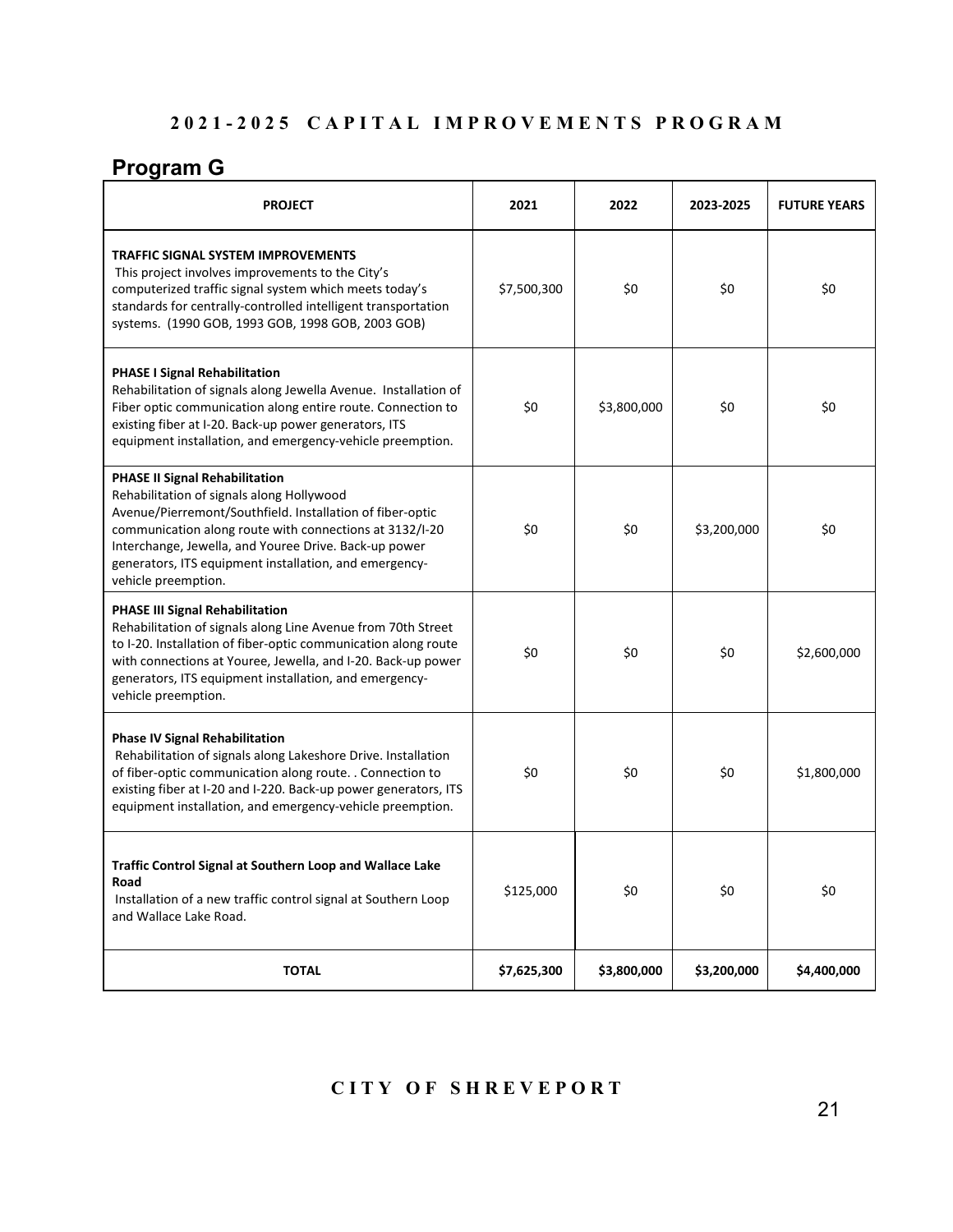## 2021-2025 CAPITAL IMPROVEMENTS PROGRAM

## Program G

| PROJECT | 2021 | 2022 | 2023-2025 | FUTURE YEARS |
|---|---|---|---|---|
| **TRAFFIC SIGNAL SYSTEM IMPROVEMENTS** This project involves improvements to the City's computerized traffic signal system which meets today's standards for centrally-controlled intelligent transportation systems. (1990 GOB, 1993 GOB, 1998 GOB, 2003 GOB) | $7,500,300 | $0 | $0 | $0 |
| **PHASE I Signal Rehabilitation** Rehabilitation of signals along Jewella Avenue. Installation of Fiber optic communication along entire route. Connection to existing fiber at I-20. Back-up power generators, ITS equipment installation, and emergency-vehicle preemption. | $0 | $3,800,000 | $0 | $0 |
| **PHASE II Signal Rehabilitation** Rehabilitation of signals along Hollywood Avenue/Pierremont/Southfield. Installation of fiber-optic communication along route with connections at 3132/I-20 Interchange, Jewella, and Youree Drive. Back-up power generators, ITS equipment installation, and emergency-vehicle preemption. | $0 | $0 | $3,200,000 | $0 |
| **PHASE III Signal Rehabilitation** Rehabilitation of signals along Line Avenue from 70th Street to I-20. Installation of fiber-optic communication along route with connections at Youree, Jewella, and I-20. Back-up power generators, ITS equipment installation, and emergency-vehicle preemption. | $0 | $0 | $0 | $2,600,000 |
| **Phase IV Signal Rehabilitation** Rehabilitation of signals along Lakeshore Drive. Installation of fiber-optic communication along route. . Connection to existing fiber at I-20 and I-220. Back-up power generators, ITS equipment installation, and emergency-vehicle preemption. | $0 | $0 | $0 | $1,800,000 |
| **Traffic Control Signal at Southern Loop and Wallace Lake Road** Installation of a new traffic control signal at Southern Loop and Wallace Lake Road. | $125,000 | $0 | $0 | $0 |
| **TOTAL** | **$7,625,300** | **$3,800,000** | **$3,200,000** | **$4,400,000** |

CITY OF SHREVEPORT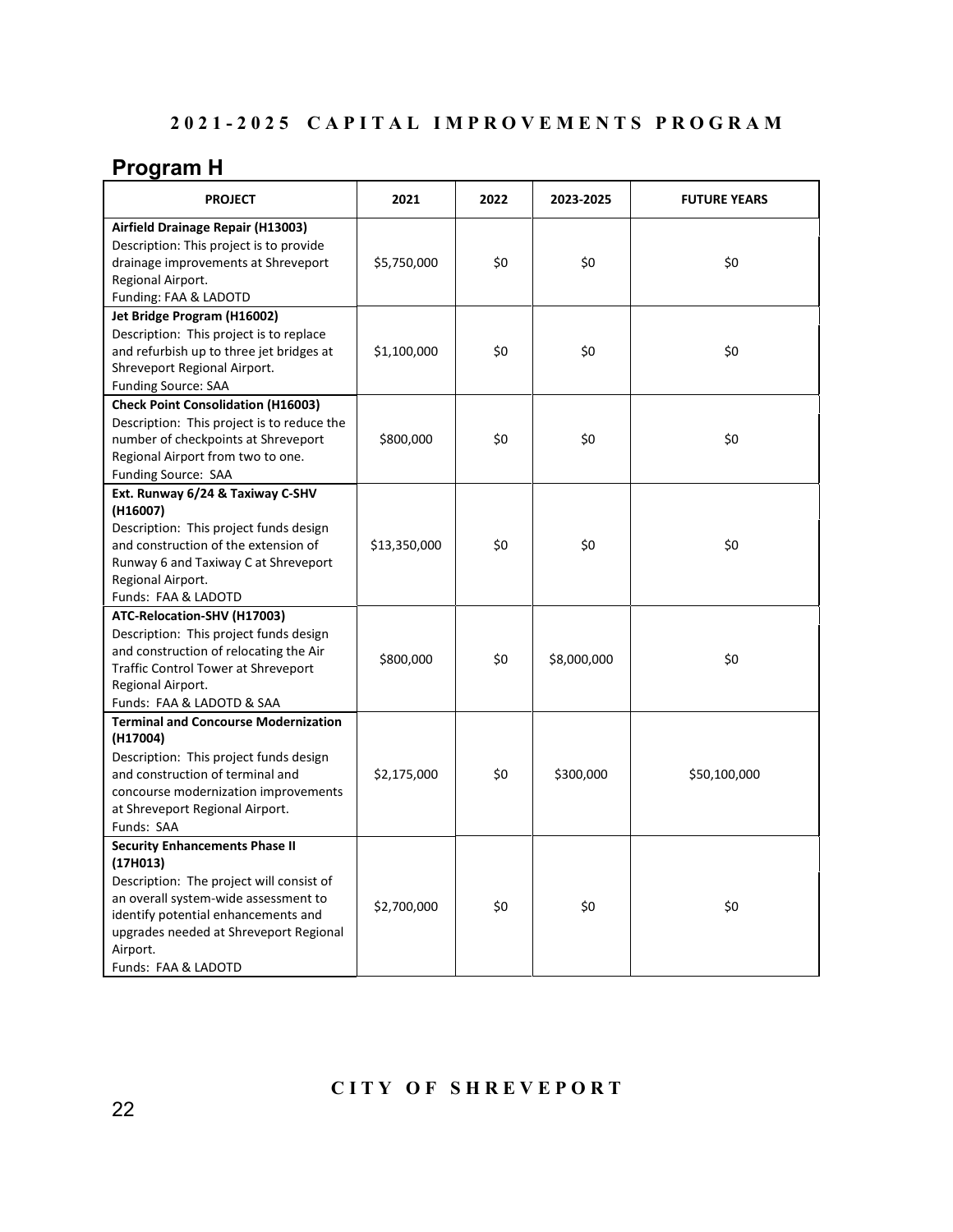# 2021-2025 CAPITAL IMPROVEMENTS PROGRAM

## Program H

| PROJECT | 2021 | 2022 | 2023-2025 | FUTURE YEARS |
|---|---|---|---|---|
| **Airfield Drainage Repair (H13003)**<br>Description: This project is to provide drainage improvements at Shreveport Regional Airport.<br>Funding: FAA & LADOTD | $5,750,000 | $0 | $0 | $0 |
| **Jet Bridge Program (H16002)**<br>Description: This project is to replace and refurbish up to three jet bridges at Shreveport Regional Airport.<br>Funding Source: SAA | $1,100,000 | $0 | $0 | $0 |
| **Check Point Consolidation (H16003)**<br>Description: This project is to reduce the number of checkpoints at Shreveport Regional Airport from two to one.<br>Funding Source: SAA | $800,000 | $0 | $0 | $0 |
| **Ext. Runway 6/24 & Taxiway C-SHV (H16007)**<br>Description: This project funds design and construction of the extension of Runway 6 and Taxiway C at Shreveport Regional Airport.<br>Funds: FAA & LADOTD | $13,350,000 | $0 | $0 | $0 |
| **ATC-Relocation-SHV (H17003)**<br>Description: This project funds design and construction of relocating the Air Traffic Control Tower at Shreveport Regional Airport.<br>Funds: FAA & LADOTD & SAA | $800,000 | $0 | $8,000,000 | $0 |
| **Terminal and Concourse Modernization (H17004)**<br>Description: This project funds design and construction of terminal and concourse modernization improvements at Shreveport Regional Airport.<br>Funds: SAA | $2,175,000 | $0 | $300,000 | $50,100,000 |
| **Security Enhancements Phase II (17H013)**<br>Description: The project will consist of an overall system-wide assessment to identify potential enhancements and upgrades needed at Shreveport Regional Airport.<br>Funds: FAA & LADOTD | $2,700,000 | $0 | $0 | $0 |

CITY OF SHREVEPORT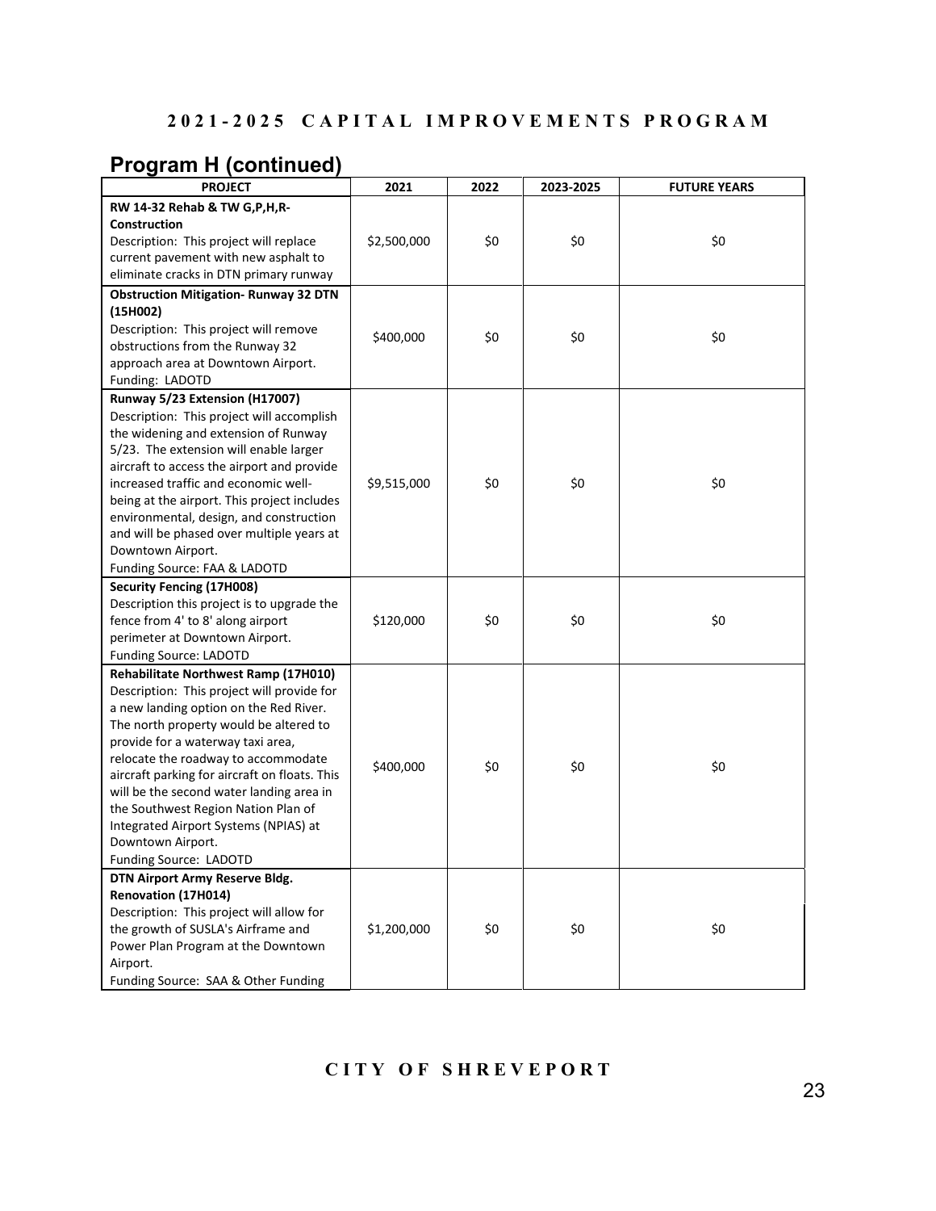## 2021-2025 CAPITAL IMPROVEMENTS PROGRAM

## Program H (continued)

| PROJECT | 2021 | 2022 | 2023-2025 | FUTURE YEARS |
|---|---|---|---|---|
| **RW 14-32 Rehab & TW G,P,H,R-Construction**<br>Description: This project will replace current pavement with new asphalt to eliminate cracks in DTN primary runway | $2,500,000 | $0 | $0 | $0 |
| **Obstruction Mitigation- Runway 32 DTN (15H002)**<br>Description: This project will remove obstructions from the Runway 32 approach area at Downtown Airport.<br>Funding: LADOTD | $400,000 | $0 | $0 | $0 |
| **Runway 5/23 Extension (H17007)**<br>Description: This project will accomplish the widening and extension of Runway 5/23. The extension will enable larger aircraft to access the airport and provide increased traffic and economic well-being at the airport. This project includes environmental, design, and construction and will be phased over multiple years at Downtown Airport.<br>Funding Source: FAA & LADOTD | $9,515,000 | $0 | $0 | $0 |
| **Security Fencing (17H008)**<br>Description this project is to upgrade the fence from 4' to 8' along airport perimeter at Downtown Airport.<br>Funding Source: LADOTD | $120,000 | $0 | $0 | $0 |
| **Rehabilitate Northwest Ramp (17H010)**<br>Description: This project will provide for a new landing option on the Red River. The north property would be altered to provide for a waterway taxi area, relocate the roadway to accommodate aircraft parking for aircraft on floats. This will be the second water landing area in the Southwest Region Nation Plan of Integrated Airport Systems (NPIAS) at Downtown Airport.<br>Funding Source: LADOTD | $400,000 | $0 | $0 | $0 |
| **DTN Airport Army Reserve Bldg. Renovation (17H014)**<br>Description: This project will allow for the growth of SUSLA's Airframe and Power Plan Program at the Downtown Airport.<br>Funding Source: SAA & Other Funding | $1,200,000 | $0 | $0 | $0 |

CITY OF SHREVEPORT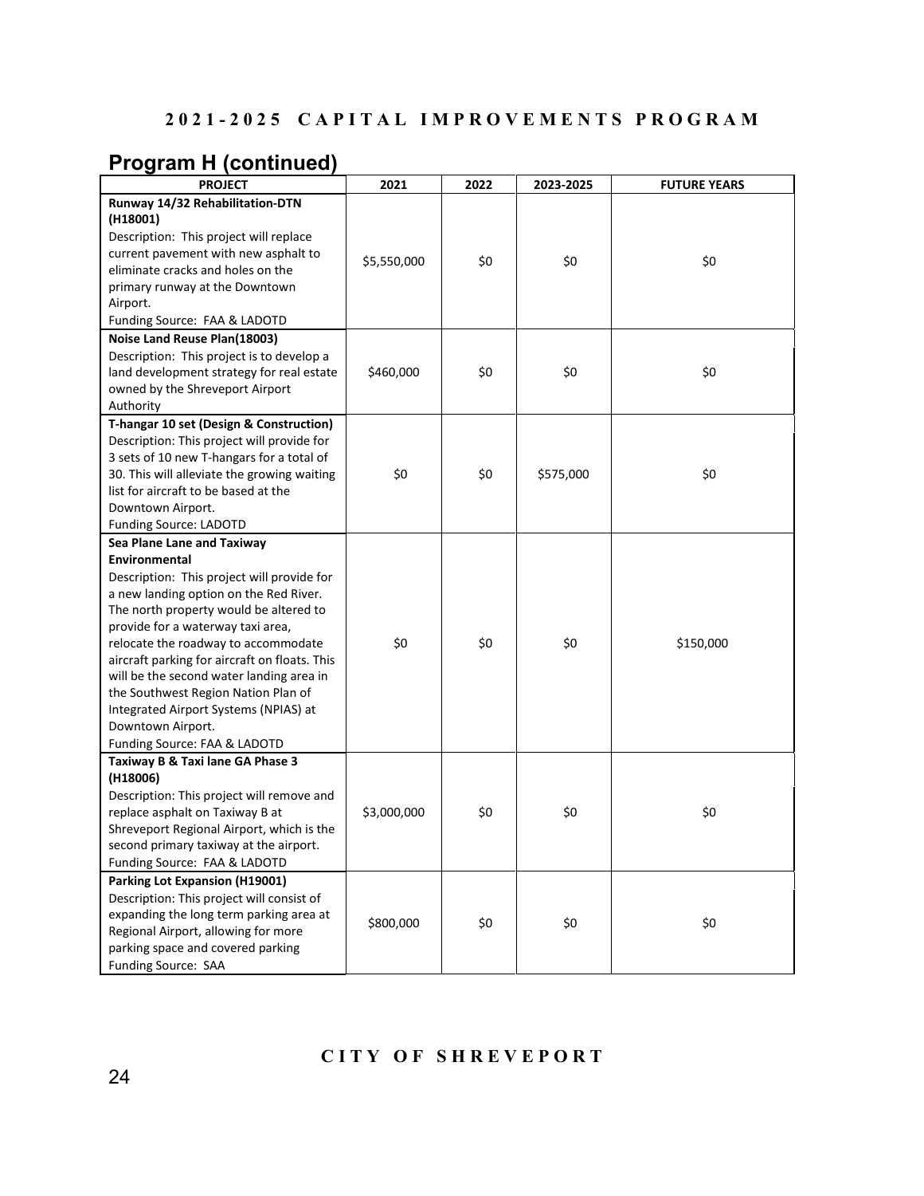## 2021-2025 CAPITAL IMPROVEMENTS PROGRAM

## Program H (continued)

| PROJECT | 2021 | 2022 | 2023-2025 | FUTURE YEARS |
|---|---|---|---|---|
| **Runway 14/32 Rehabilitation-DTN (H18001)**<br>Description: This project will replace current pavement with new asphalt to eliminate cracks and holes on the primary runway at the Downtown Airport.<br>Funding Source: FAA & LADOTD | $5,550,000 | $0 | $0 | $0 |
| **Noise Land Reuse Plan(18003)**<br>Description: This project is to develop a land development strategy for real estate owned by the Shreveport Airport Authority | $460,000 | $0 | $0 | $0 |
| **T-hangar 10 set (Design & Construction)**<br>Description: This project will provide for 3 sets of 10 new T-hangars for a total of 30. This will alleviate the growing waiting list for aircraft to be based at the Downtown Airport.<br>Funding Source: LADOTD | $0 | $0 | $575,000 | $0 |
| **Sea Plane Lane and Taxiway Environmental**<br>Description: This project will provide for a new landing option on the Red River. The north property would be altered to provide for a waterway taxi area, relocate the roadway to accommodate aircraft parking for aircraft on floats. This will be the second water landing area in the Southwest Region Nation Plan of Integrated Airport Systems (NPIAS) at Downtown Airport.<br>Funding Source: FAA & LADOTD | $0 | $0 | $0 | $150,000 |
| **Taxiway B & Taxi lane GA Phase 3 (H18006)**<br>Description: This project will remove and replace asphalt on Taxiway B at Shreveport Regional Airport, which is the second primary taxiway at the airport.<br>Funding Source: FAA & LADOTD | $3,000,000 | $0 | $0 | $0 |
| **Parking Lot Expansion (H19001)**<br>Description: This project will consist of expanding the long term parking area at Regional Airport, allowing for more parking space and covered parking<br>Funding Source: SAA | $800,000 | $0 | $0 | $0 |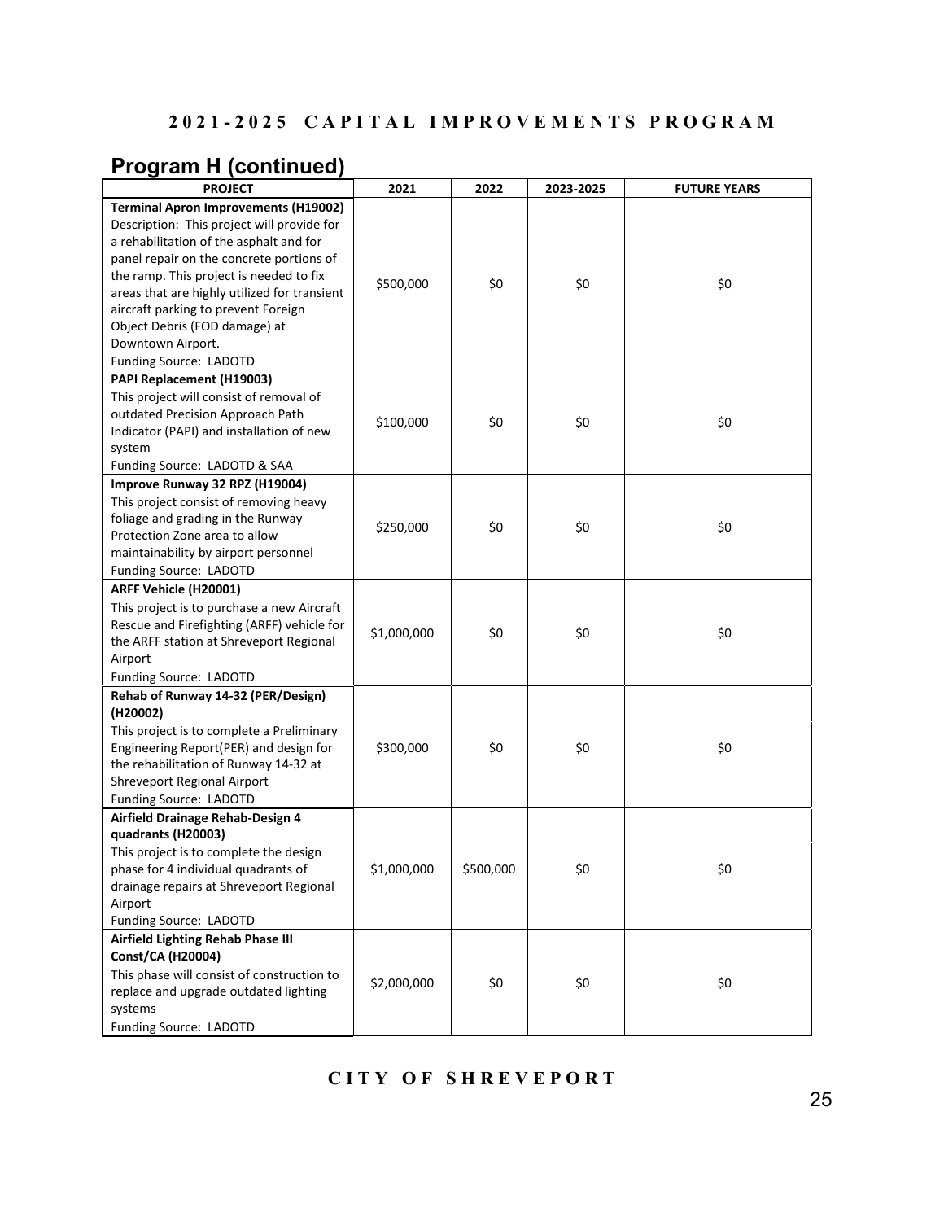## 2021-2025 CAPITAL IMPROVEMENTS PROGRAM

## Program H (continued)

| PROJECT | 2021 | 2022 | 2023-2025 | FUTURE YEARS |
|---|---|---|---|---|
| **Terminal Apron Improvements (H19002)**<br>Description: This project will provide for a rehabilitation of the asphalt and for panel repair on the concrete portions of the ramp. This project is needed to fix areas that are highly utilized for transient aircraft parking to prevent Foreign Object Debris (FOD damage) at Downtown Airport.<br>Funding Source: LADOTD | \$500,000 | \$0 | \$0 | \$0 |
| **PAPI Replacement (H19003)**<br>This project will consist of removal of outdated Precision Approach Path Indicator (PAPI) and installation of new system<br>Funding Source: LADOTD & SAA | \$100,000 | \$0 | \$0 | \$0 |
| **Improve Runway 32 RPZ (H19004)**<br>This project consist of removing heavy foliage and grading in the Runway Protection Zone area to allow maintainability by airport personnel<br>Funding Source: LADOTD | \$250,000 | \$0 | \$0 | \$0 |
| **ARFF Vehicle (H20001)**<br>This project is to purchase a new Aircraft Rescue and Firefighting (ARFF) vehicle for the ARFF station at Shreveport Regional Airport<br>Funding Source: LADOTD | \$1,000,000 | \$0 | \$0 | \$0 |
| **Rehab of Runway 14-32 (PER/Design) (H20002)**<br>This project is to complete a Preliminary Engineering Report(PER) and design for the rehabilitation of Runway 14-32 at Shreveport Regional Airport<br>Funding Source: LADOTD | \$300,000 | \$0 | \$0 | \$0 |
| **Airfield Drainage Rehab-Design 4 quadrants (H20003)**<br>This project is to complete the design phase for 4 individual quadrants of drainage repairs at Shreveport Regional Airport<br>Funding Source: LADOTD | \$1,000,000 | \$500,000 | \$0 | \$0 |
| **Airfield Lighting Rehab Phase III Const/CA (H20004)**<br>This phase will consist of construction to replace and upgrade outdated lighting systems<br>Funding Source: LADOTD | \$2,000,000 | \$0 | \$0 | \$0 |

CITY OF SHREVEPORT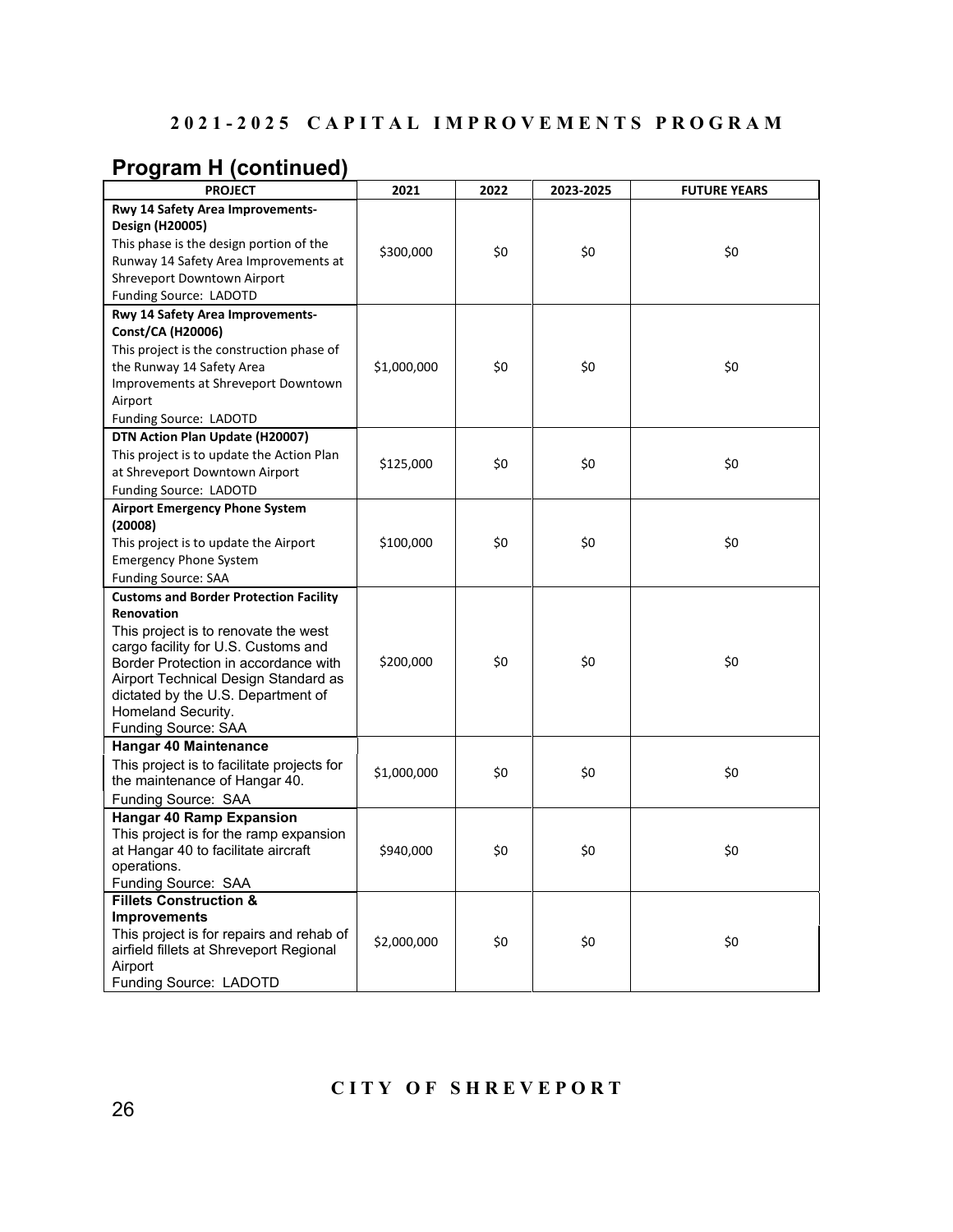## 2021-2025 CAPITAL IMPROVEMENTS PROGRAM

## Program H (continued)

| PROJECT | 2021 | 2022 | 2023-2025 | FUTURE YEARS |
|---|---|---|---|---|
| **Rwy 14 Safety Area Improvements-Design (H20005)**<br>This phase is the design portion of the Runway 14 Safety Area Improvements at Shreveport Downtown Airport<br>Funding Source: LADOTD | \$300,000 | \$0 | \$0 | \$0 |
| **Rwy 14 Safety Area Improvements-Const/CA (H20006)**<br>This project is the construction phase of the Runway 14 Safety Area Improvements at Shreveport Downtown Airport<br>Funding Source: LADOTD | \$1,000,000 | \$0 | \$0 | \$0 |
| **DTN Action Plan Update (H20007)**<br>This project is to update the Action Plan at Shreveport Downtown Airport<br>Funding Source: LADOTD | \$125,000 | \$0 | \$0 | \$0 |
| **Airport Emergency Phone System (20008)**<br>This project is to update the Airport Emergency Phone System<br>Funding Source: SAA | \$100,000 | \$0 | \$0 | \$0 |
| **Customs and Border Protection Facility Renovation**<br>This project is to renovate the west cargo facility for U.S. Customs and Border Protection in accordance with Airport Technical Design Standard as dictated by the U.S. Department of Homeland Security.<br>Funding Source: SAA | \$200,000 | \$0 | \$0 | \$0 |
| **Hangar 40 Maintenance**<br>This project is to facilitate projects for the maintenance of Hangar 40.<br>Funding Source: SAA | \$1,000,000 | \$0 | \$0 | \$0 |
| **Hangar 40 Ramp Expansion**<br>This project is for the ramp expansion at Hangar 40 to facilitate aircraft operations.<br>Funding Source: SAA | \$940,000 | \$0 | \$0 | \$0 |
| **Fillets Construction & Improvements**<br>This project is for repairs and rehab of airfield fillets at Shreveport Regional Airport<br>Funding Source: LADOTD | \$2,000,000 | \$0 | \$0 | \$0 |

CITY OF SHREVEPORT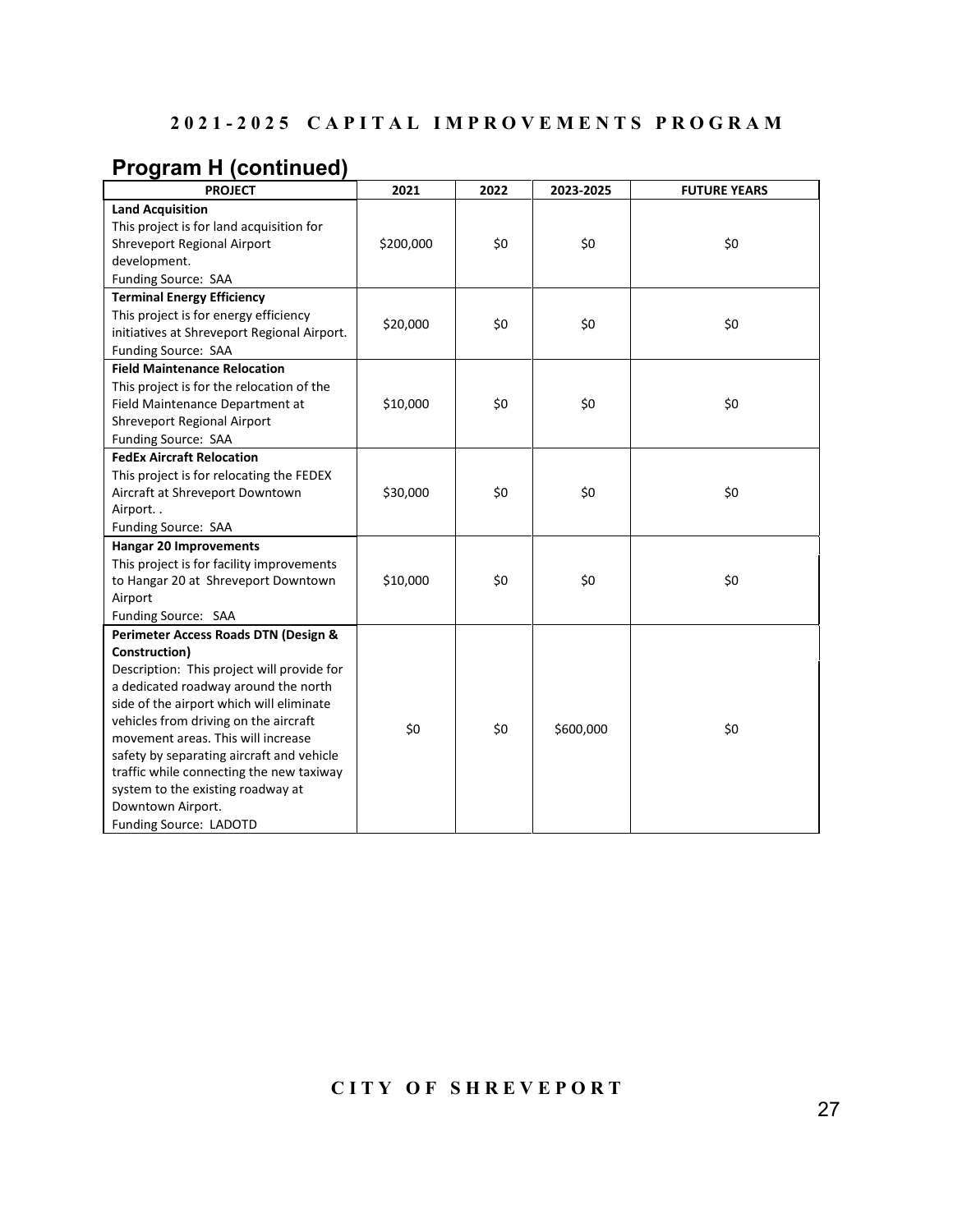## 2021-2025 CAPITAL IMPROVEMENTS PROGRAM

## Program H (continued)

| PROJECT | 2021 | 2022 | 2023-2025 | FUTURE YEARS |
|---|---|---|---|---|
| **Land Acquisition**<br>This project is for land acquisition for Shreveport Regional Airport development.<br>Funding Source: SAA | $200,000 | $0 | $0 | $0 |
| **Terminal Energy Efficiency**<br>This project is for energy efficiency initiatives at Shreveport Regional Airport.<br>Funding Source: SAA | $20,000 | $0 | $0 | $0 |
| **Field Maintenance Relocation**<br>This project is for the relocation of the Field Maintenance Department at Shreveport Regional Airport<br>Funding Source: SAA | $10,000 | $0 | $0 | $0 |
| **FedEx Aircraft Relocation**<br>This project is for relocating the FEDEX Aircraft at Shreveport Downtown Airport. .<br>Funding Source: SAA | $30,000 | $0 | $0 | $0 |
| **Hangar 20 Improvements**<br>This project is for facility improvements to Hangar 20 at Shreveport Downtown Airport<br>Funding Source: SAA | $10,000 | $0 | $0 | $0 |
| **Perimeter Access Roads DTN (Design & Construction)**<br>Description: This project will provide for a dedicated roadway around the north side of the airport which will eliminate vehicles from driving on the aircraft movement areas. This will increase safety by separating aircraft and vehicle traffic while connecting the new taxiway system to the existing roadway at Downtown Airport.<br>Funding Source: LADOTD | $0 | $0 | $600,000 | $0 |

CITY OF SHREVEPORT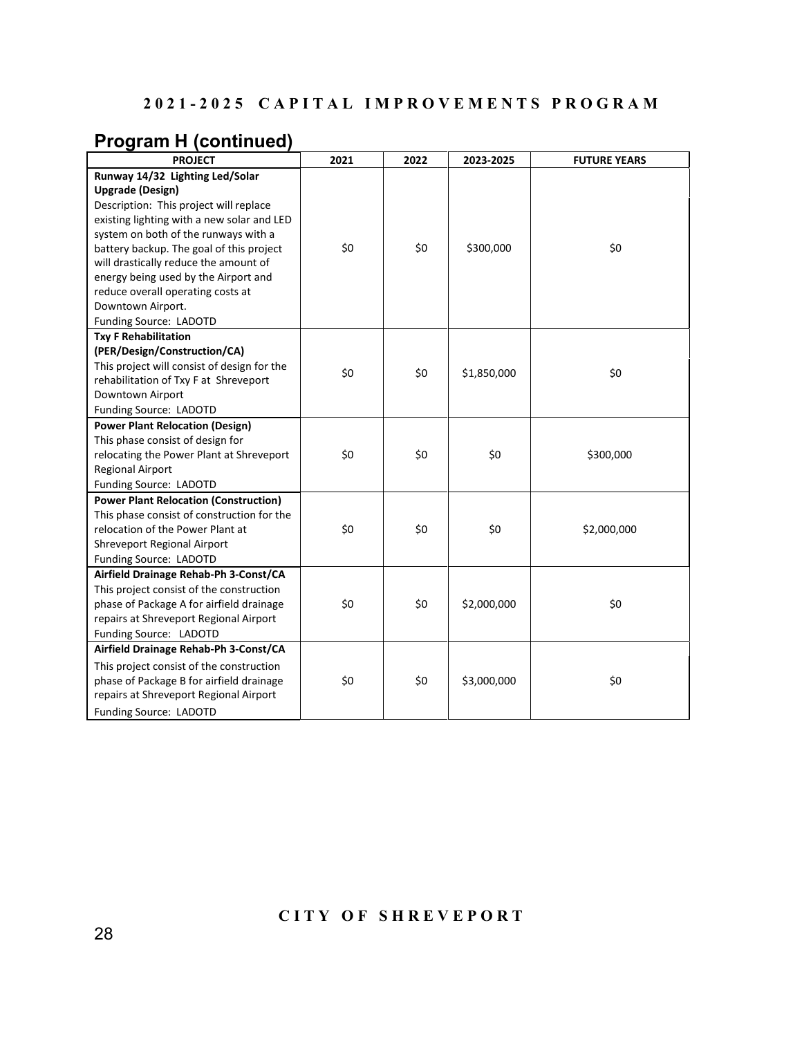## Program H (continued)

| PROJECT | 2021 | 2022 | 2023-2025 | FUTURE YEARS |
|---|---|---|---|---|
| **Runway 14/32 Lighting Led/Solar Upgrade (Design)**<br>Description: This project will replace existing lighting with a new solar and LED system on both of the runways with a battery backup. The goal of this project will drastically reduce the amount of energy being used by the Airport and reduce overall operating costs at Downtown Airport.<br>Funding Source: LADOTD | $0 | $0 | $300,000 | $0 |
| **Txy F Rehabilitation (PER/Design/Construction/CA)**<br>This project will consist of design for the rehabilitation of Txy F at Shreveport Downtown Airport<br>Funding Source: LADOTD | $0 | $0 | $1,850,000 | $0 |
| **Power Plant Relocation (Design)**<br>This phase consist of design for relocating the Power Plant at Shreveport Regional Airport<br>Funding Source: LADOTD | $0 | $0 | $0 | $300,000 |
| **Power Plant Relocation (Construction)**<br>This phase consist of construction for the relocation of the Power Plant at Shreveport Regional Airport<br>Funding Source: LADOTD | $0 | $0 | $0 | $2,000,000 |
| **Airfield Drainage Rehab-Ph 3-Const/CA**<br>This project consist of the construction phase of Package A for airfield drainage repairs at Shreveport Regional Airport<br>Funding Source: LADOTD | $0 | $0 | $2,000,000 | $0 |
| **Airfield Drainage Rehab-Ph 3-Const/CA**<br>This project consist of the construction phase of Package B for airfield drainage repairs at Shreveport Regional Airport<br>Funding Source: LADOTD | $0 | $0 | $3,000,000 | $0 |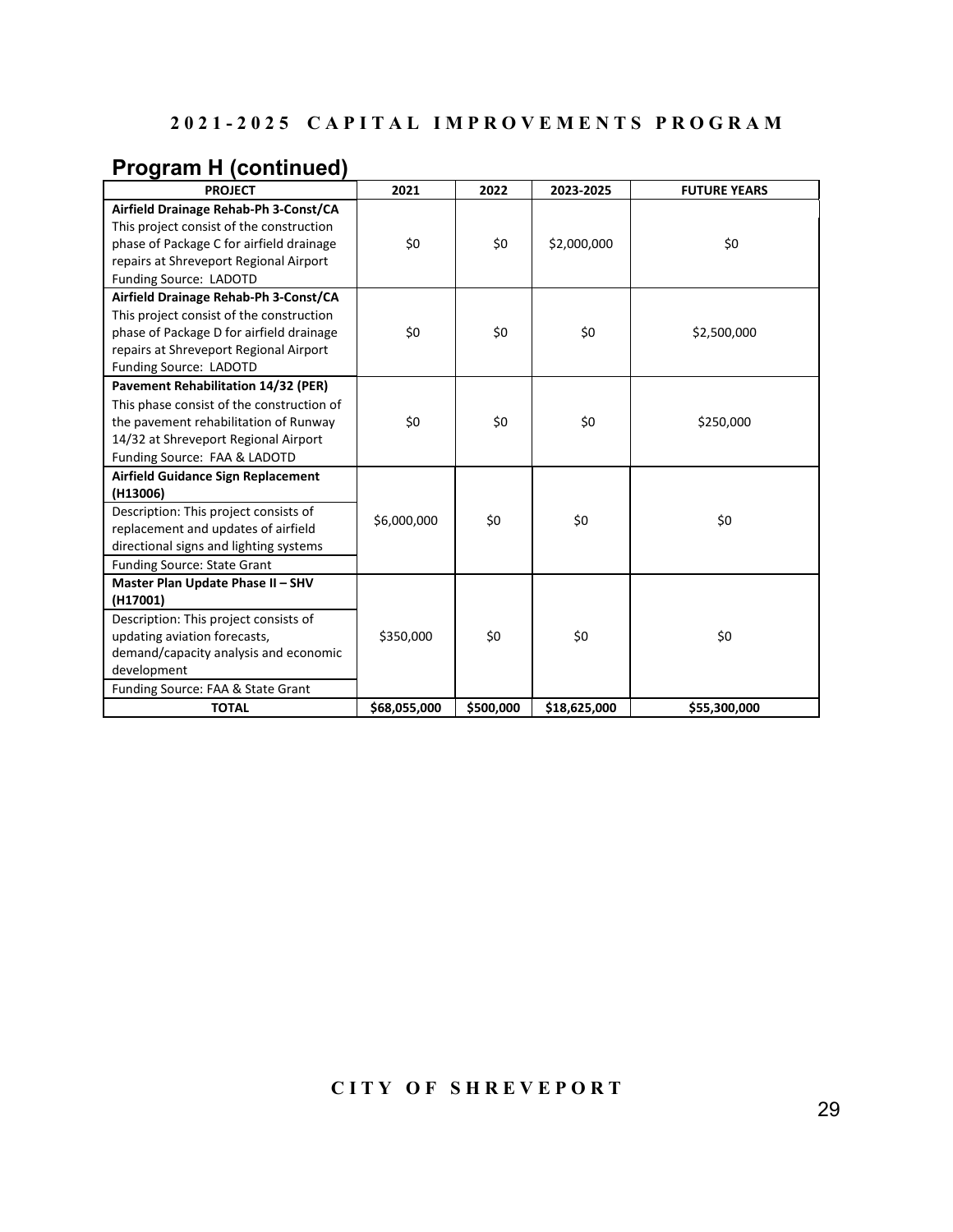## 2021-2025 CAPITAL IMPROVEMENTS PROGRAM

### Program H (continued)

| PROJECT | 2021 | 2022 | 2023-2025 | FUTURE YEARS |
|---|---|---|---|---|
| **Airfield Drainage Rehab-Ph 3-Const/CA**<br>This project consist of the construction phase of Package C for airfield drainage repairs at Shreveport Regional Airport<br>Funding Source: LADOTD | $0 | $0 | $2,000,000 | $0 |
| **Airfield Drainage Rehab-Ph 3-Const/CA**<br>This project consist of the construction phase of Package D for airfield drainage repairs at Shreveport Regional Airport<br>Funding Source: LADOTD | $0 | $0 | $0 | $2,500,000 |
| **Pavement Rehabilitation 14/32 (PER)**<br>This phase consist of the construction of the pavement rehabilitation of Runway 14/32 at Shreveport Regional Airport<br>Funding Source: FAA & LADOTD | $0 | $0 | $0 | $250,000 |
| **Airfield Guidance Sign Replacement (H13006)**<br>Description: This project consists of replacement and updates of airfield directional signs and lighting systems<br>Funding Source: State Grant | $6,000,000 | $0 | $0 | $0 |
| **Master Plan Update Phase II – SHV (H17001)**<br>Description: This project consists of updating aviation forecasts, demand/capacity analysis and economic development<br>Funding Source: FAA & State Grant | $350,000 | $0 | $0 | $0 |
| **TOTAL** | **$68,055,000** | **$500,000** | **$18,625,000** | **$55,300,000** |

CITY OF SHREVEPORT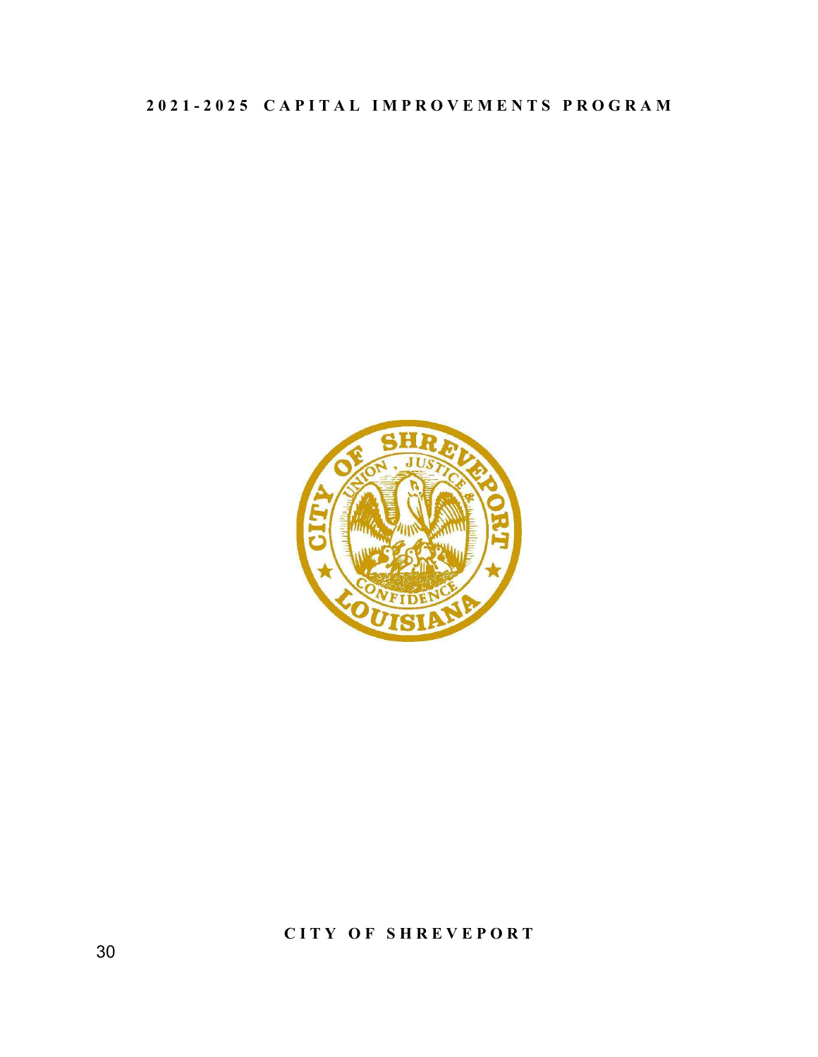# 2021-2025 CAPITAL IMPROVEMENTS PROGRAM

CITY OF SHREVEPORT